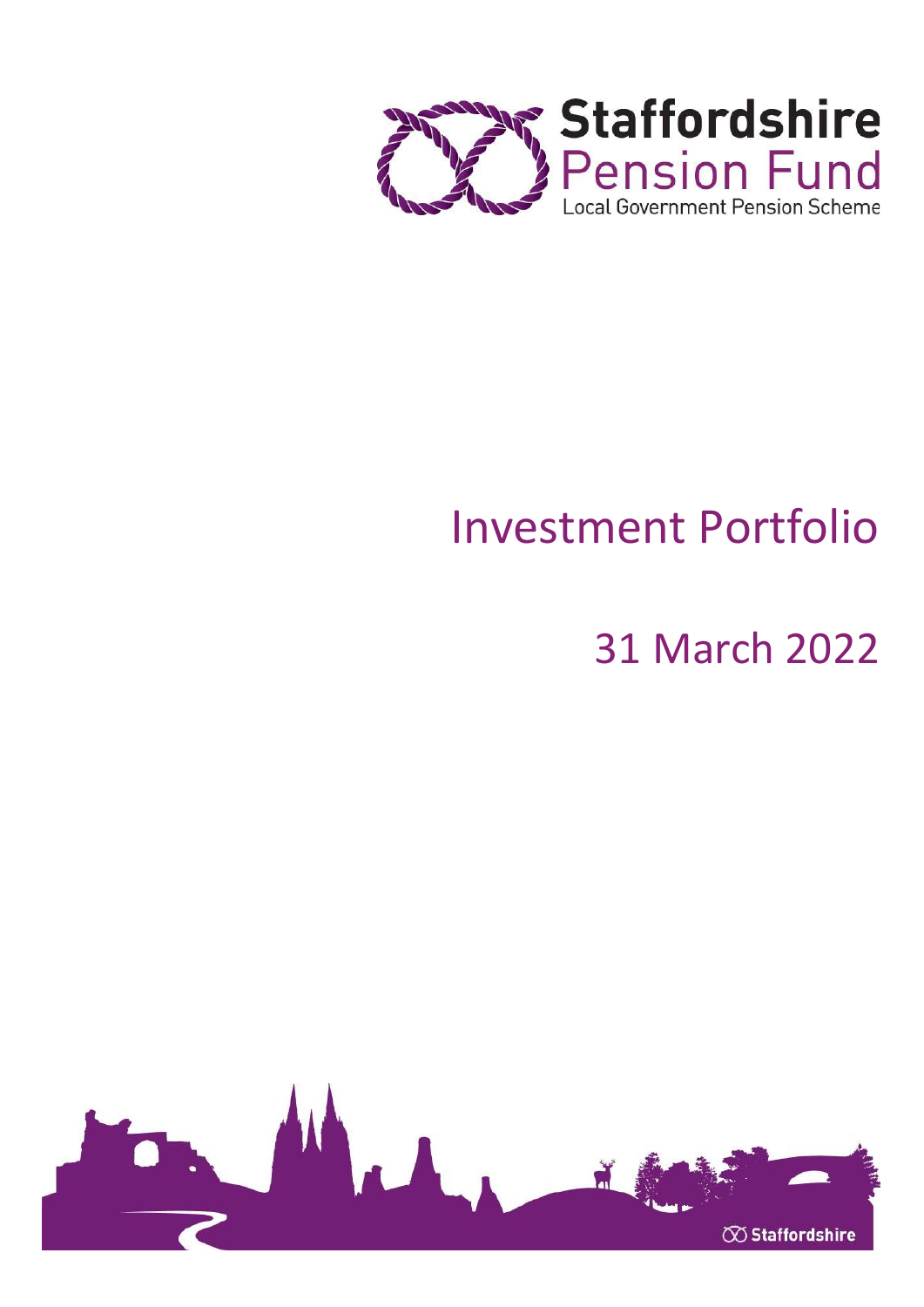**Staffordshire Pension Fund**

Local Government Pension Scheme

# Investment Portfolio

## 31 March 2022

Staffordshire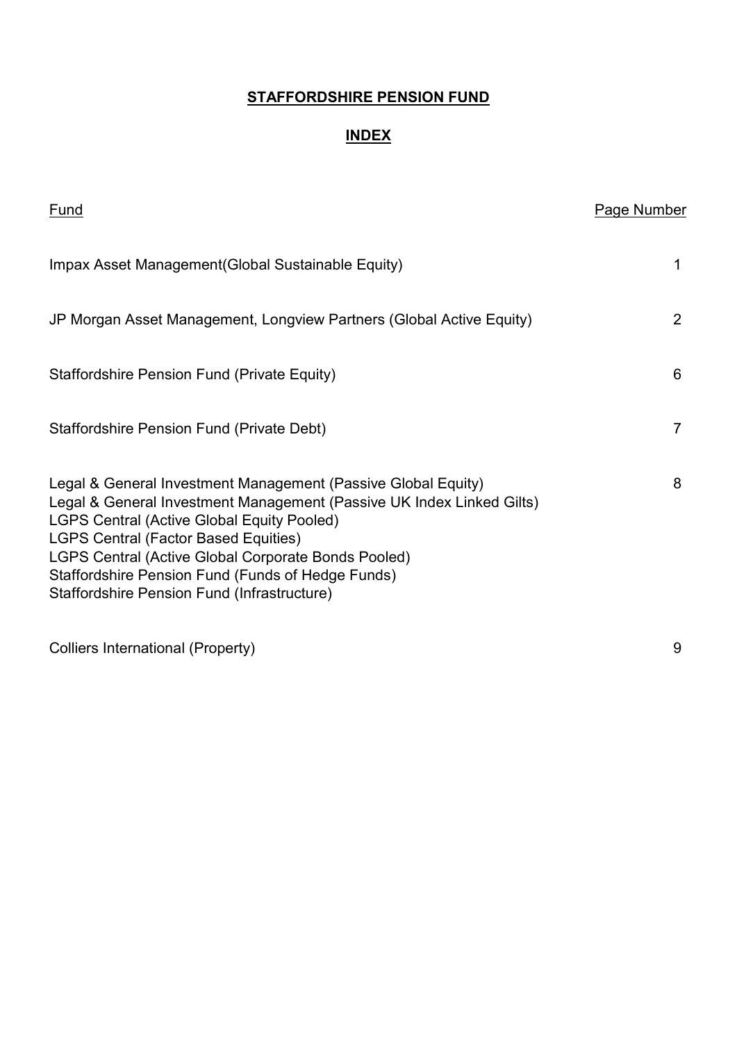# STAFFORDSHIRE PENSION FUND

## INDEX

| Fund | Page Number |
| --- | --- |
| Impax Asset Management(Global Sustainable Equity) | 1 |
| JP Morgan Asset Management, Longview Partners (Global Active Equity) | 2 |
| Staffordshire Pension Fund (Private Equity) | 6 |
| Staffordshire Pension Fund (Private Debt) | 7 |
| Legal & General Investment Management (Passive Global Equity)<br>Legal & General Investment Management (Passive UK Index Linked Gilts)<br>LGPS Central (Active Global Equity Pooled)<br>LGPS Central (Factor Based Equities)<br>LGPS Central (Active Global Corporate Bonds Pooled)<br>Staffordshire Pension Fund (Funds of Hedge Funds)<br>Staffordshire Pension Fund (Infrastructure) | 8 |
| Colliers International (Property) | 9 |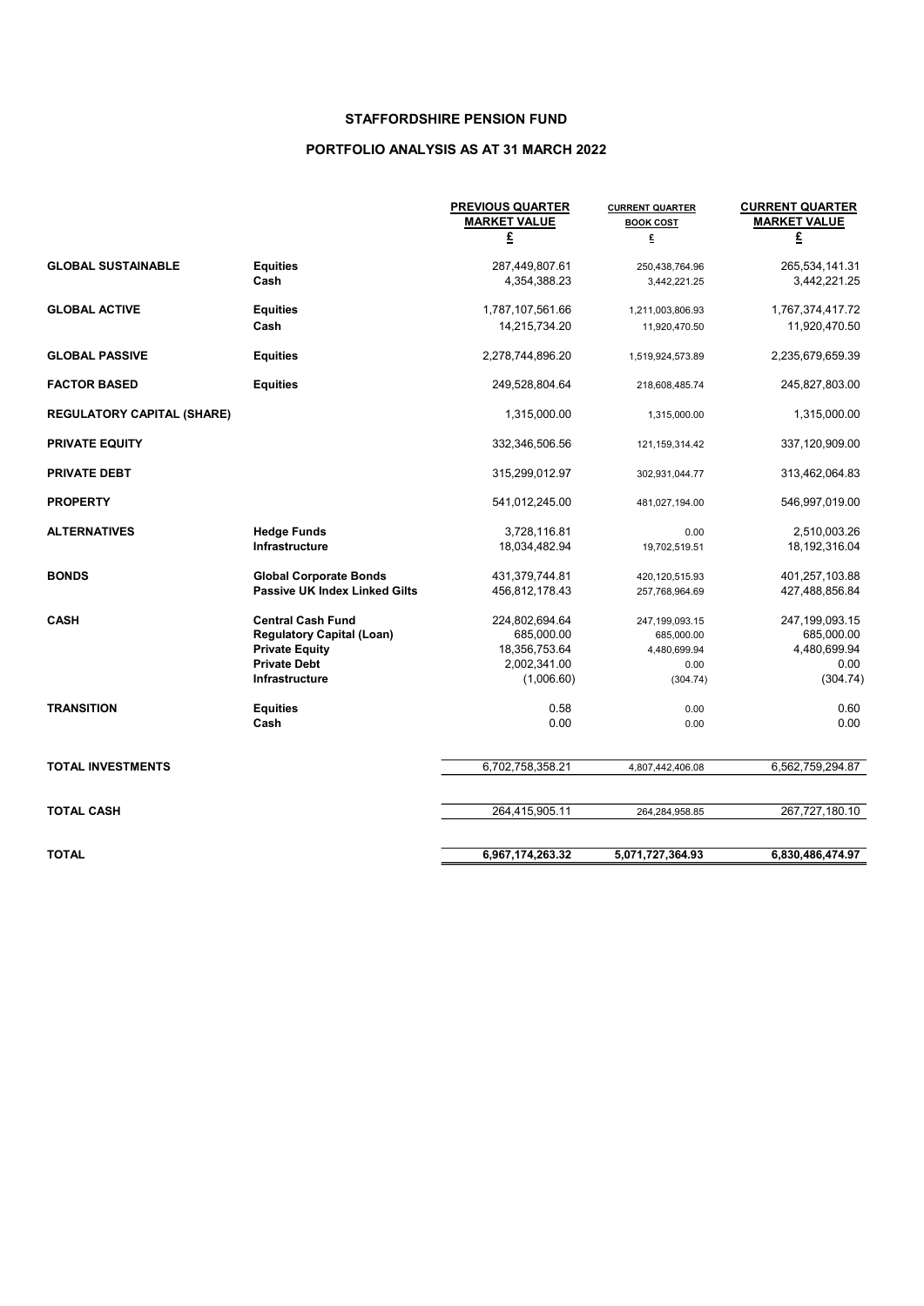# STAFFORDSHIRE PENSION FUND

## PORTFOLIO ANALYSIS AS AT 31 MARCH 2022

| | | PREVIOUS QUARTER MARKET VALUE £ | CURRENT QUARTER BOOK COST £ | CURRENT QUARTER MARKET VALUE £ |
|---|---|---|---|---|
| **GLOBAL SUSTAINABLE** | **Equities** | 287,449,807.61 | 250,438,764.96 | 265,534,141.31 |
| | **Cash** | 4,354,388.23 | 3,442,221.25 | 3,442,221.25 |
| **GLOBAL ACTIVE** | **Equities** | 1,787,107,561.66 | 1,211,003,806.93 | 1,767,374,417.72 |
| | **Cash** | 14,215,734.20 | 11,920,470.50 | 11,920,470.50 |
| **GLOBAL PASSIVE** | **Equities** | 2,278,744,896.20 | 1,519,924,573.89 | 2,235,679,659.39 |
| **FACTOR BASED** | **Equities** | 249,528,804.64 | 218,608,485.74 | 245,827,803.00 |
| **REGULATORY CAPITAL (SHARE)** | | 1,315,000.00 | 1,315,000.00 | 1,315,000.00 |
| **PRIVATE EQUITY** | | 332,346,506.56 | 121,159,314.42 | 337,120,909.00 |
| **PRIVATE DEBT** | | 315,299,012.97 | 302,931,044.77 | 313,462,064.83 |
| **PROPERTY** | | 541,012,245.00 | 481,027,194.00 | 546,997,019.00 |
| **ALTERNATIVES** | **Hedge Funds** | 3,728,116.81 | 0.00 | 2,510,003.26 |
| | **Infrastructure** | 18,034,482.94 | 19,702,519.51 | 18,192,316.04 |
| **BONDS** | **Global Corporate Bonds** | 431,379,744.81 | 420,120,515.93 | 401,257,103.88 |
| | **Passive UK Index Linked Gilts** | 456,812,178.43 | 257,768,964.69 | 427,488,856.84 |
| **CASH** | **Central Cash Fund** | 224,802,694.64 | 247,199,093.15 | 247,199,093.15 |
| | **Regulatory Capital (Loan)** | 685,000.00 | 685,000.00 | 685,000.00 |
| | **Private Equity** | 18,356,753.64 | 4,480,699.94 | 4,480,699.94 |
| | **Private Debt** | 2,002,341.00 | 0.00 | 0.00 |
| | **Infrastructure** | (1,006.60) | (304.74) | (304.74) |
| **TRANSITION** | **Equities** | 0.58 | 0.00 | 0.60 |
| | **Cash** | 0.00 | 0.00 | 0.00 |
| **TOTAL INVESTMENTS** | | 6,702,758,358.21 | 4,807,442,406.08 | 6,562,759,294.87 |
| **TOTAL CASH** | | 264,415,905.11 | 264,284,958.85 | 267,727,180.10 |
| **TOTAL** | | **6,967,174,263.32** | **5,071,727,364.93** | **6,830,486,474.97** |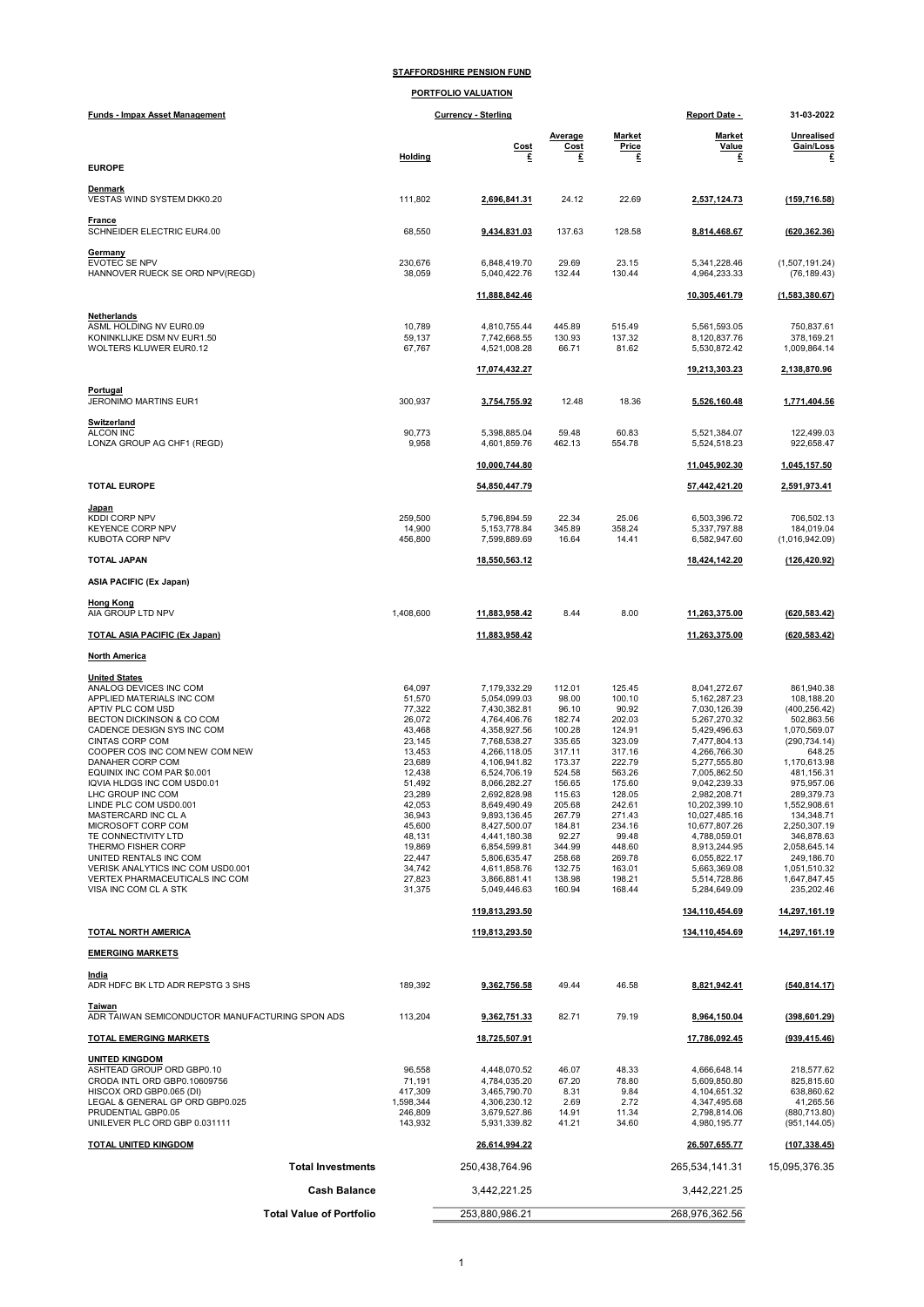**STAFFORDSHIRE PENSION FUND**

**PORTFOLIO VALUATION**

| **Funds - Impax Asset Management** | | **Currency - Sterling** | | | **Report Date -** | **31-03-2022** |
|---|---|---|---|---|---|---|
| | **Holding** | **Cost £** | **Average Cost £** | **Market Price £** | **Market Value £** | **Unrealised Gain/Loss £** |
| **EUROPE** | | | | | | |
| **Denmark** | | | | | | |
| VESTAS WIND SYSTEM DKK0.20 | 111,802 | **2,696,841.31** | 24.12 | 22.69 | **2,537,124.73** | **(159,716.58)** |
| **France** | | | | | | |
| SCHNEIDER ELECTRIC EUR4.00 | 68,550 | **9,434,831.03** | 137.63 | 128.58 | **8,814,468.67** | **(620,362.36)** |
| **Germany** | | | | | | |
| EVOTEC SE NPV | 230,676 | 6,848,419.70 | 29.69 | 23.15 | 5,341,228.46 | (1,507,191.24) |
| HANNOVER RUECK SE ORD NPV(REGD) | 38,059 | 5,040,422.76 | 132.44 | 130.44 | 4,964,233.33 | (76,189.43) |
| | | **11,888,842.46** | | | **10,305,461.79** | **(1,583,380.67)** |
| **Netherlands** | | | | | | |
| ASML HOLDING NV EUR0.09 | 10,789 | 4,810,755.44 | 445.89 | 515.49 | 5,561,593.05 | 750,837.61 |
| KONINKLIJKE DSM NV EUR1.50 | 59,137 | 7,742,668.55 | 130.93 | 137.32 | 8,120,837.76 | 378,169.21 |
| WOLTERS KLUWER EUR0.12 | 67,767 | 4,521,008.28 | 66.71 | 81.62 | 5,530,872.42 | 1,009,864.14 |
| | | **17,074,432.27** | | | **19,213,303.23** | **2,138,870.96** |
| **Portugal** | | | | | | |
| JERONIMO MARTINS EUR1 | 300,937 | **3,754,755.92** | 12.48 | 18.36 | **5,526,160.48** | **1,771,404.56** |
| **Switzerland** | | | | | | |
| ALCON INC | 90,773 | 5,398,885.04 | 59.48 | 60.83 | 5,521,384.07 | 122,499.03 |
| LONZA GROUP AG CHF1 (REGD) | 9,958 | 4,601,859.76 | 462.13 | 554.78 | 5,524,518.23 | 922,658.47 |
| | | **10,000,744.80** | | | **11,045,902.30** | **1,045,157.50** |
| **TOTAL EUROPE** | | **54,850,447.79** | | | **57,442,421.20** | **2,591,973.41** |
| **Japan** | | | | | | |
| KDDI CORP NPV | 259,500 | 5,796,894.59 | 22.34 | 25.06 | 6,503,396.72 | 706,502.13 |
| KEYENCE CORP NPV | 14,900 | 5,153,778.84 | 345.89 | 358.24 | 5,337,797.88 | 184,019.04 |
| KUBOTA CORP NPV | 456,800 | 7,599,889.69 | 16.64 | 14.41 | 6,582,947.60 | (1,016,942.09) |
| **TOTAL JAPAN** | | **18,550,563.12** | | | **18,424,142.20** | **(126,420.92)** |
| **ASIA PACIFIC (Ex Japan)** | | | | | | |
| **Hong Kong** | | | | | | |
| AIA GROUP LTD NPV | 1,408,600 | **11,883,958.42** | 8.44 | 8.00 | **11,263,375.00** | **(620,583.42)** |
| **TOTAL ASIA PACIFIC (Ex Japan)** | | **11,883,958.42** | | | **11,263,375.00** | **(620,583.42)** |
| **North America** | | | | | | |
| **United States** | | | | | | |
| ANALOG DEVICES INC COM | 64,097 | 7,179,332.29 | 112.01 | 125.45 | 8,041,272.67 | 861,940.38 |
| APPLIED MATERIALS INC COM | 51,570 | 5,054,099.03 | 98.00 | 100.10 | 5,162,287.23 | 108,188.20 |
| APTIV PLC COM USD | 77,322 | 7,430,382.81 | 96.10 | 90.92 | 7,030,126.39 | (400,256.42) |
| BECTON DICKINSON & CO COM | 26,072 | 4,764,406.76 | 182.74 | 202.03 | 5,267,270.32 | 502,863.56 |
| CADENCE DESIGN SYS INC COM | 43,468 | 4,358,927.56 | 100.28 | 124.91 | 5,429,496.63 | 1,070,569.07 |
| CINTAS CORP COM | 23,145 | 7,768,538.27 | 335.65 | 323.09 | 7,477,804.13 | (290,734.14) |
| COOPER COS INC COM NEW COM NEW | 13,453 | 4,266,118.05 | 317.11 | 317.16 | 4,266,766.30 | 648.25 |
| DANAHER CORP COM | 23,689 | 4,106,941.82 | 173.37 | 222.79 | 5,277,555.80 | 1,170,613.98 |
| EQUINIX INC COM PAR $0.001 | 12,438 | 6,524,706.19 | 524.58 | 563.26 | 7,005,862.50 | 481,156.31 |
| IQVIA HLDGS INC COM USD0.01 | 51,492 | 8,066,282.27 | 156.65 | 175.60 | 9,042,239.33 | 975,957.06 |
| LHC GROUP INC COM | 23,289 | 2,692,828.98 | 115.63 | 128.05 | 2,982,208.71 | 289,379.73 |
| LINDE PLC COM USD0.001 | 42,053 | 8,649,490.49 | 205.68 | 242.61 | 10,202,399.10 | 1,552,908.61 |
| MASTERCARD INC CL A | 36,943 | 9,893,136.45 | 267.79 | 271.43 | 10,027,485.16 | 134,348.71 |
| MICROSOFT CORP COM | 45,600 | 8,427,500.07 | 184.81 | 234.16 | 10,677,807.26 | 2,250,307.19 |
| TE CONNECTIVITY LTD | 48,131 | 4,441,180.38 | 92.27 | 99.48 | 4,788,059.01 | 346,878.63 |
| THERMO FISHER CORP | 19,869 | 6,854,599.81 | 344.99 | 448.60 | 8,913,244.95 | 2,058,645.14 |
| UNITED RENTALS INC COM | 22,447 | 5,806,635.47 | 258.68 | 269.78 | 6,055,822.17 | 249,186.70 |
| VERISK ANALYTICS INC COM USD0.001 | 34,742 | 4,611,858.76 | 132.75 | 163.01 | 5,663,369.08 | 1,051,510.32 |
| VERTEX PHARMACEUTICALS INC COM | 27,823 | 3,866,881.41 | 138.98 | 198.21 | 5,514,728.86 | 1,647,847.45 |
| VISA INC COM CL A STK | 31,375 | 5,049,446.63 | 160.94 | 168.44 | 5,284,649.09 | 235,202.46 |
| | | **119,813,293.50** | | | **134,110,454.69** | **14,297,161.19** |
| **TOTAL NORTH AMERICA** | | **119,813,293.50** | | | **134,110,454.69** | **14,297,161.19** |
| **EMERGING MARKETS** | | | | | | |
| **India** | | | | | | |
| ADR HDFC BK LTD ADR REPSTG 3 SHS | 189,392 | **9,362,756.58** | 49.44 | 46.58 | **8,821,942.41** | **(540,814.17)** |
| **Taiwan** | | | | | | |
| ADR TAIWAN SEMICONDUCTOR MANUFACTURING SPON ADS | 113,204 | **9,362,751.33** | 82.71 | 79.19 | **8,964,150.04** | **(398,601.29)** |
| **TOTAL EMERGING MARKETS** | | **18,725,507.91** | | | **17,786,092.45** | **(939,415.46)** |
| **UNITED KINGDOM** | | | | | | |
| ASHTEAD GROUP ORD GBP0.10 | 96,558 | 4,448,070.52 | 46.07 | 48.33 | 4,666,648.14 | 218,577.62 |
| CRODA INTL ORD GBP0.10609756 | 71,191 | 4,784,035.20 | 67.20 | 78.80 | 5,609,850.80 | 825,815.60 |
| HISCOX ORD GBP0.065 (DI) | 417,309 | 3,465,790.70 | 8.31 | 9.84 | 4,104,651.32 | 638,860.62 |
| LEGAL & GENERAL GP ORD GBP0.025 | 1,598,344 | 4,306,230.12 | 2.69 | 2.72 | 4,347,495.68 | 41,265.56 |
| PRUDENTIAL GBP0.05 | 246,809 | 3,679,527.86 | 14.91 | 11.34 | 2,798,814.06 | (880,713.80) |
| UNILEVER PLC ORD GBP 0.031111 | 143,932 | 5,931,339.82 | 41.21 | 34.60 | 4,980,195.77 | (951,144.05) |
| **TOTAL UNITED KINGDOM** | | **26,614,994.22** | | | **26,507,655.77** | **(107,338.45)** |
| **Total Investments** | | 250,438,764.96 | | | 265,534,141.31 | 15,095,376.35 |
| **Cash Balance** | | 3,442,221.25 | | | 3,442,221.25 | |
| **Total Value of Portfolio** | | 253,880,986.21 | | | 268,976,362.56 | |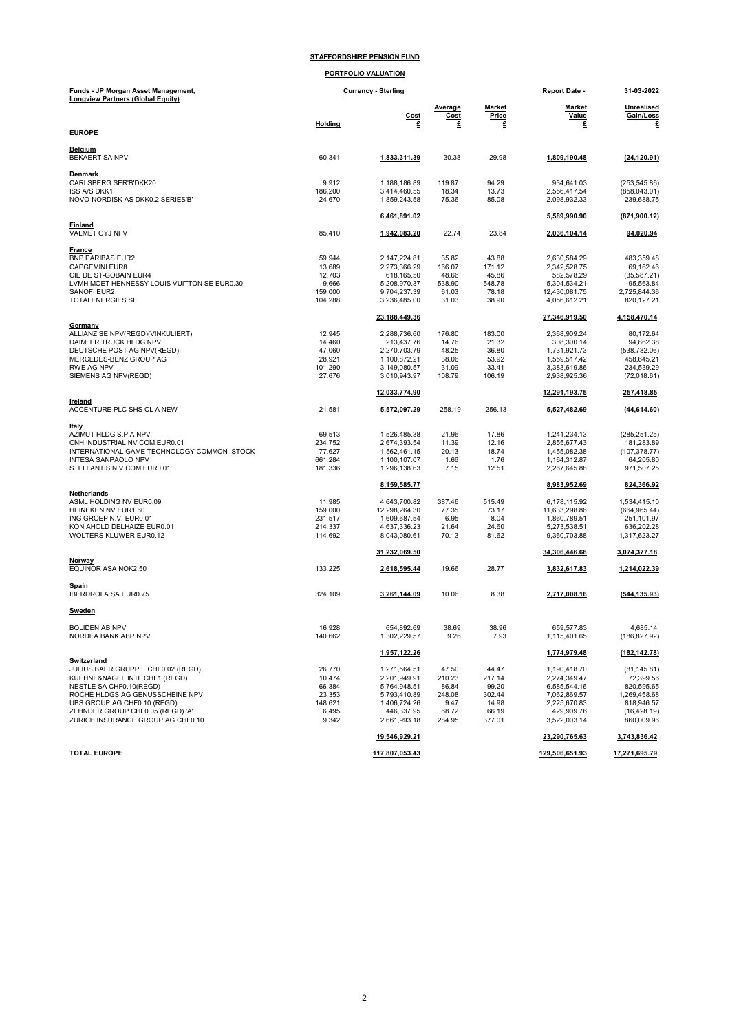# STAFFORDSHIRE PENSION FUND

## PORTFOLIO VALUATION

**Funds - JP Morgan Asset Management, Longview Partners (Global Equity)**

**Currency - Sterling**

**Report Date - 31-03-2022**

| | Holding | Cost £ | Average Cost £ | Market Price £ | Market Value £ | Unrealised Gain/Loss £ |
|---|---|---|---|---|---|---|
| **EUROPE** | | | | | | |
| **Belgium** | | | | | | |
| BEKAERT SA NPV | 60,341 | 1,833,311.39 | 30.38 | 29.98 | 1,809,190.48 | (24,120.91) |
| **Denmark** | | | | | | |
| CARLSBERG SER'B'DKK20 | 9,912 | 1,188,186.89 | 119.87 | 94.29 | 934,641.03 | (253,545.86) |
| ISS A/S DKK1 | 186,200 | 3,414,460.55 | 18.34 | 13.73 | 2,556,417.54 | (858,043.01) |
| NOVO-NORDISK AS DKK0.2 SERIES'B' | 24,670 | 1,859,243.58 | 75.36 | 85.08 | 2,098,932.33 | 239,688.75 |
| | | 6,461,891.02 | | | 5,589,990.90 | (871,900.12) |
| **Finland** | | | | | | |
| VALMET OYJ NPV | 85,410 | 1,942,083.20 | 22.74 | 23.84 | 2,036,104.14 | 94,020.94 |
| **France** | | | | | | |
| BNP PARIBAS EUR2 | 59,944 | 2,147,224.81 | 35.82 | 43.88 | 2,630,584.29 | 483,359.48 |
| CAPGEMINI EUR8 | 13,689 | 2,273,366.29 | 166.07 | 171.12 | 2,342,528.75 | 69,162.46 |
| CIE DE ST-GOBAIN EUR4 | 12,703 | 618,165.50 | 48.66 | 45.86 | 582,578.29 | (35,587.21) |
| LVMH MOET HENNESSY LOUIS VUITTON SE EUR0.30 | 9,666 | 5,208,970.37 | 538.90 | 548.78 | 5,304,534.21 | 95,563.84 |
| SANOFI EUR2 | 159,000 | 9,704,237.39 | 61.03 | 78.18 | 12,430,081.75 | 2,725,844.36 |
| TOTALENERGIES SE | 104,288 | 3,236,485.00 | 31.03 | 38.90 | 4,056,612.21 | 820,127.21 |
| | | 23,188,449.36 | | | 27,346,919.50 | 4,158,470.14 |
| **Germany** | | | | | | |
| ALLIANZ SE NPV(REGD)(VINKULIERT) | 12,945 | 2,288,736.60 | 176.80 | 183.00 | 2,368,909.24 | 80,172.64 |
| DAIMLER TRUCK HLDG NPV | 14,460 | 213,437.76 | 14.76 | 21.32 | 308,300.14 | 94,862.38 |
| DEUTSCHE POST AG NPV(REGD) | 47,060 | 2,270,703.79 | 48.25 | 36.80 | 1,731,921.73 | (538,782.06) |
| MERCEDES-BENZ GROUP AG | 28,921 | 1,100,872.21 | 38.06 | 53.92 | 1,559,517.42 | 458,645.21 |
| RWE AG NPV | 101,290 | 3,149,080.57 | 31.09 | 33.41 | 3,383,619.86 | 234,539.29 |
| SIEMENS AG NPV(REGD) | 27,676 | 3,010,943.97 | 108.79 | 106.19 | 2,938,925.36 | (72,018.61) |
| | | 12,033,774.90 | | | 12,291,193.75 | 257,418.85 |
| **Ireland** | | | | | | |
| ACCENTURE PLC SHS CL A NEW | 21,581 | 5,572,097.29 | 258.19 | 256.13 | 5,527,482.69 | (44,614.60) |
| **Italy** | | | | | | |
| AZIMUT HLDG S.P.A NPV | 69,513 | 1,526,485.38 | 21.96 | 17.86 | 1,241,234.13 | (285,251.25) |
| CNH INDUSTRIAL NV COM EUR0.01 | 234,752 | 2,674,393.54 | 11.39 | 12.16 | 2,855,677.43 | 181,283.89 |
| INTERNATIONAL GAME TECHNOLOGY COMMON STOCK | 77,627 | 1,562,461.15 | 20.13 | 18.74 | 1,455,082.38 | (107,378.77) |
| INTESA SANPAOLO NPV | 661,284 | 1,100,107.07 | 1.66 | 1.76 | 1,164,312.87 | 64,205.80 |
| STELLANTIS N.V COM EUR0.01 | 181,336 | 1,296,138.63 | 7.15 | 12.51 | 2,267,645.88 | 971,507.25 |
| | | 8,159,585.77 | | | 8,983,952.69 | 824,366.92 |
| **Netherlands** | | | | | | |
| ASML HOLDING NV EUR0.09 | 11,985 | 4,643,700.82 | 387.46 | 515.49 | 6,178,115.92 | 1,534,415.10 |
| HEINEKEN NV EUR1.60 | 159,000 | 12,298,264.30 | 77.35 | 73.17 | 11,633,298.86 | (664,965.44) |
| ING GROEP N.V. EUR0.01 | 231,517 | 1,609,687.54 | 6.95 | 8.04 | 1,860,789.51 | 251,101.97 |
| KON AHOLD DELHAIZE EUR0.01 | 214,337 | 4,637,336.23 | 21.64 | 24.60 | 5,273,538.51 | 636,202.28 |
| WOLTERS KLUWER EUR0.12 | 114,692 | 8,043,080.61 | 70.13 | 81.62 | 9,360,703.88 | 1,317,623.27 |
| | | 31,232,069.50 | | | 34,306,446.68 | 3,074,377.18 |
| **Norway** | | | | | | |
| EQUINOR ASA NOK2.50 | 133,225 | 2,618,595.44 | 19.66 | 28.77 | 3,832,617.83 | 1,214,022.39 |
| **Spain** | | | | | | |
| IBERDROLA SA EUR0.75 | 324,109 | 3,261,144.09 | 10.06 | 8.38 | 2,717,008.16 | (544,135.93) |
| **Sweden** | | | | | | |
| BOLIDEN AB NPV | 16,928 | 654,892.69 | 38.69 | 38.96 | 659,577.83 | 4,685.14 |
| NORDEA BANK ABP NPV | 140,662 | 1,302,229.57 | 9.26 | 7.93 | 1,115,401.65 | (186,827.92) |
| | | 1,957,122.26 | | | 1,774,979.48 | (182,142.78) |
| **Switzerland** | | | | | | |
| JULIUS BAER GRUPPE CHF0.02 (REGD) | 26,770 | 1,271,564.51 | 47.50 | 44.47 | 1,190,418.70 | (81,145.81) |
| KUEHNE&NAGEL INTL CHF1 (REGD) | 10,474 | 2,201,949.91 | 210.23 | 217.14 | 2,274,349.47 | 72,399.56 |
| NESTLE SA CHF0.10(REGD) | 66,384 | 5,764,948.51 | 86.84 | 99.20 | 6,585,544.16 | 820,595.65 |
| ROCHE HLDGS AG GENUSSCHEINE NPV | 23,353 | 5,793,410.89 | 248.08 | 302.44 | 7,062,869.57 | 1,269,458.68 |
| UBS GROUP AG CHF0.10 (REGD) | 148,621 | 1,406,724.26 | 9.47 | 14.98 | 2,225,670.83 | 818,946.57 |
| ZEHNDER GROUP CHF0.05 (REGD) 'A' | 6,495 | 446,337.95 | 68.72 | 66.19 | 429,909.76 | (16,428.19) |
| ZURICH INSURANCE GROUP AG CHF0.10 | 9,342 | 2,661,993.18 | 284.95 | 377.01 | 3,522,003.14 | 860,009.96 |
| | | 19,546,929.21 | | | 23,290,765.63 | 3,743,836.42 |
| **TOTAL EUROPE** | | 117,807,053.43 | | | 129,506,651.93 | 17,271,695.79 |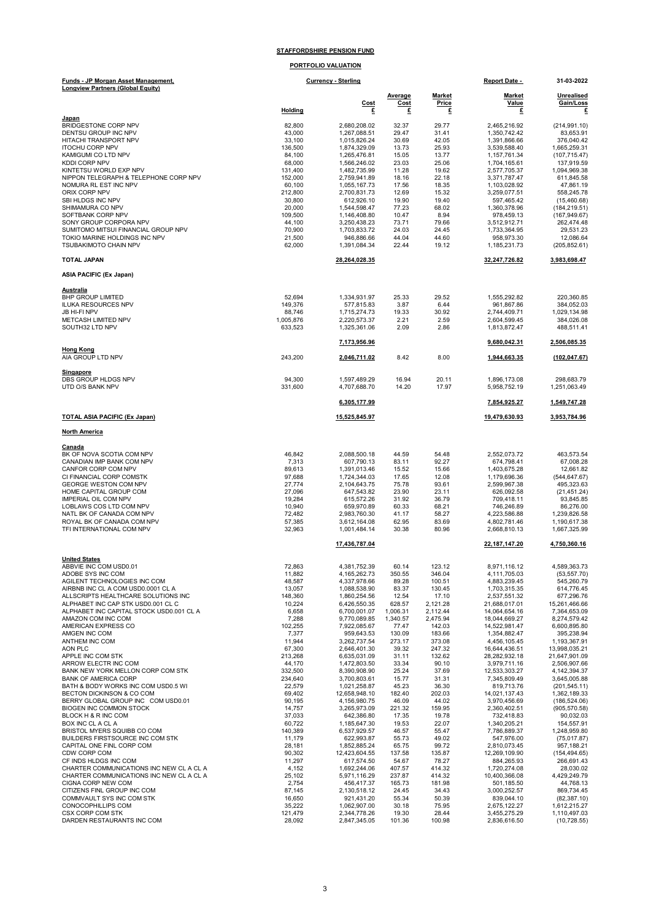**STAFFORDSHIRE PENSION FUND**

**PORTFOLIO VALUATION**

| Funds - JP Morgan Asset Management, Longview Partners (Global Equity) | Currency - Sterling | | | | Report Date - | 31-03-2022 |
|---|---|---|---|---|---|---|
| | Holding | Cost £ | Average Cost £ | Market Price £ | Market Value £ | Unrealised Gain/Loss £ |
| **Japan** | | | | | | |
| BRIDGESTONE CORP NPV | 82,800 | 2,680,208.02 | 32.37 | 29.77 | 2,465,216.92 | (214,991.10) |
| DENTSU GROUP INC NPV | 43,000 | 1,267,088.51 | 29.47 | 31.41 | 1,350,742.42 | 83,653.91 |
| HITACHI TRANSPORT NPV | 33,100 | 1,015,826.24 | 30.69 | 42.05 | 1,391,866.66 | 376,040.42 |
| ITOCHU CORP NPV | 136,500 | 1,874,329.09 | 13.73 | 25.93 | 3,539,588.40 | 1,665,259.31 |
| KAMIGUMI CO LTD NPV | 84,100 | 1,265,476.81 | 15.05 | 13.77 | 1,157,761.34 | (107,715.47) |
| KDDI CORP NPV | 68,000 | 1,566,246.02 | 23.03 | 25.06 | 1,704,165.61 | 137,919.59 |
| KINTETSU WORLD EXP NPV | 131,400 | 1,482,735.99 | 11.28 | 19.62 | 2,577,705.37 | 1,094,969.38 |
| NIPPON TELEGRAPH & TELEPHONE CORP NPV | 152,000 | 2,759,941.89 | 18.16 | 22.18 | 3,371,787.47 | 611,845.58 |
| NOMURA RL EST INC NPV | 60,100 | 1,055,167.73 | 17.56 | 18.35 | 1,103,028.92 | 47,861.19 |
| ORIX CORP NPV | 212,800 | 2,700,831.73 | 12.69 | 15.32 | 3,259,077.51 | 558,245.78 |
| SBI HLDGS INC NPV | 30,800 | 612,926.10 | 19.90 | 19.40 | 597,465.42 | (15,460.68) |
| SHIMAMURA CO NPV | 20,000 | 1,544,598.47 | 77.23 | 68.02 | 1,360,378.96 | (184,219.51) |
| SOFTBANK CORP NPV | 109,500 | 1,146,408.80 | 10.47 | 8.94 | 978,459.13 | (167,949.67) |
| SONY GROUP CORPORA NPV | 44,100 | 3,250,438.23 | 73.71 | 79.66 | 3,512,912.71 | 262,474.48 |
| SUMITOMO MITSUI FINANCIAL GROUP NPV | 70,900 | 1,703,833.72 | 24.03 | 24.45 | 1,733,364.95 | 29,531.23 |
| TOKIO MARINE HOLDINGS INC NPV | 21,500 | 946,886.66 | 44.04 | 44.60 | 958,973.30 | 12,086.64 |
| TSUBAKIMOTO CHAIN NPV | 62,000 | 1,391,084.34 | 22.44 | 19.12 | 1,185,231.73 | (205,852.61) |
| **TOTAL JAPAN** | | **28,264,028.35** | | | **32,247,726.82** | **3,983,698.47** |
| **ASIA PACIFIC (Ex Japan)** | | | | | | |
| **Australia** | | | | | | |
| BHP GROUP LIMITED | 52,694 | 1,334,931.97 | 25.33 | 29.52 | 1,555,292.82 | 220,360.85 |
| ILUKA RESOURCES NPV | 149,376 | 577,815.83 | 3.87 | 6.44 | 961,867.86 | 384,052.03 |
| JB HI-FI NPV | 88,746 | 1,715,274.73 | 19.33 | 30.92 | 2,744,409.71 | 1,029,134.98 |
| METCASH LIMITED NPV | 1,005,876 | 2,220,573.37 | 2.21 | 2.59 | 2,604,599.45 | 384,026.08 |
| SOUTH32 LTD NPV | 633,523 | 1,325,361.06 | 2.09 | 2.86 | 1,813,872.47 | 488,511.41 |
| | | **7,173,956.96** | | | **9,680,042.31** | **2,506,085.35** |
| **Hong Kong** | | | | | | |
| AIA GROUP LTD NPV | 243,200 | **2,046,711.02** | 8.42 | 8.00 | **1,944,663.35** | **(102,047.67)** |
| **Singapore** | | | | | | |
| DBS GROUP HLDGS NPV | 94,300 | 1,597,489.29 | 16.94 | 20.11 | 1,896,173.08 | 298,683.79 |
| UTD O/S BANK NPV | 331,600 | 4,707,688.70 | 14.20 | 17.97 | 5,958,752.19 | 1,251,063.49 |
| | | **6,305,177.99** | | | **7,854,925.27** | **1,549,747.28** |
| **TOTAL ASIA PACIFIC (Ex Japan)** | | **15,525,845.97** | | | **19,479,630.93** | **3,953,784.96** |
| **North America** | | | | | | |
| **Canada** | | | | | | |
| BK OF NOVA SCOTIA COM NPV | 46,842 | 2,088,500.18 | 44.59 | 54.48 | 2,552,073.72 | 463,573.54 |
| CANADIAN IMP BANK COM NPV | 7,313 | 607,790.13 | 83.11 | 92.27 | 674,798.41 | 67,008.28 |
| CANFOR CORP COM NPV | 89,613 | 1,391,013.46 | 15.52 | 15.66 | 1,403,675.28 | 12,661.82 |
| CI FINANCIAL CORP COMSTK | 97,688 | 1,724,344.03 | 17.65 | 12.08 | 1,179,696.36 | (544,647.67) |
| GEORGE WESTON COM NPV | 27,774 | 2,104,643.75 | 75.78 | 93.61 | 2,599,967.38 | 495,323.63 |
| HOME CAPITAL GROUP COM | 27,096 | 647,543.82 | 23.90 | 23.11 | 626,092.58 | (21,451.24) |
| IMPERIAL OIL COM NPV | 19,284 | 615,572.26 | 31.92 | 36.79 | 709,418.11 | 93,845.85 |
| LOBLAWS COS LTD COM NPV | 10,940 | 659,970.89 | 60.33 | 68.21 | 746,246.89 | 86,276.00 |
| NATL BK OF CANADA COM NPV | 72,482 | 2,983,760.30 | 41.17 | 58.27 | 4,223,586.88 | 1,239,826.58 |
| ROYAL BK OF CANADA COM NPV | 57,385 | 3,612,164.08 | 62.95 | 83.69 | 4,802,781.46 | 1,190,617.38 |
| TFI INTERNATIONAL COM NPV | 32,963 | 1,001,484.14 | 30.38 | 80.96 | 2,668,810.13 | 1,667,325.99 |
| | | **17,436,787.04** | | | **22,187,147.20** | **4,750,360.16** |
| **United States** | | | | | | |
| ABBVIE INC COM USD0.01 | 72,863 | 4,381,752.39 | 60.14 | 123.12 | 8,971,116.12 | 4,589,363.73 |
| ADOBE SYS INC COM | 11,882 | 4,165,262.73 | 350.55 | 346.04 | 4,111,705.03 | (53,557.70) |
| AGILENT TECHNOLOGIES INC COM | 48,587 | 4,337,978.66 | 89.28 | 100.51 | 4,883,239.45 | 545,260.79 |
| AIRBNB INC CL A COM USD0.0001 CL A | 13,057 | 1,088,538.90 | 83.37 | 130.45 | 1,703,315.35 | 614,776.45 |
| ALLSCRIPTS HEALTHCARE SOLUTIONS INC | 148,360 | 1,860,254.56 | 12.54 | 17.10 | 2,537,551.32 | 677,296.76 |
| ALPHABET INC CAP STK USD0.001 CL C | 10,224 | 6,426,550.35 | 628.57 | 2,121.28 | 21,688,017.01 | 15,261,466.66 |
| ALPHABET INC CAPITAL STOCK USD0.001 CL A | 6,658 | 6,700,001.07 | 1,006.31 | 2,112.44 | 14,064,654.16 | 7,364,653.09 |
| AMAZON COM INC COM | 7,288 | 9,770,089.85 | 1,340.57 | 2,475.94 | 18,044,669.27 | 8,274,579.42 |
| AMERICAN EXPRESS CO | 102,255 | 7,922,085.67 | 77.47 | 142.03 | 14,522,981.47 | 6,600,895.80 |
| AMGEN INC COM | 7,377 | 959,643.53 | 130.09 | 183.66 | 1,354,882.47 | 395,238.94 |
| ANTHEM INC COM | 11,944 | 3,262,737.54 | 273.17 | 373.08 | 4,456,105.45 | 1,193,367.91 |
| AON PLC | 67,300 | 2,646,401.30 | 39.32 | 247.32 | 16,644,436.51 | 13,998,035.21 |
| APPLE INC COM STK | 213,268 | 6,635,031.09 | 31.11 | 132.62 | 28,282,932.18 | 21,647,901.09 |
| ARROW ELECTR INC COM | 44,170 | 1,472,803.50 | 33.34 | 90.10 | 3,979,711.16 | 2,506,907.66 |
| BANK NEW YORK MELLON CORP COM STK | 332,500 | 8,390,908.90 | 25.24 | 37.69 | 12,533,303.27 | 4,142,394.37 |
| BANK OF AMERICA CORP | 234,640 | 3,700,803.61 | 15.77 | 31.31 | 7,345,809.49 | 3,645,005.88 |
| BATH & BODY WORKS INC COM USD0.5 WI | 22,579 | 1,021,258.87 | 45.23 | 36.30 | 819,713.76 | (201,545.11) |
| BECTON DICKINSON & CO COM | 69,402 | 12,658,948.10 | 182.40 | 202.03 | 14,021,137.43 | 1,362,189.33 |
| BERRY GLOBAL GROUP INC COM USD0.01 | 90,195 | 4,156,980.75 | 46.09 | 44.02 | 3,970,456.69 | (186,524.06) |
| BIOGEN INC COMMON STOCK | 14,757 | 3,265,973.09 | 221.32 | 159.95 | 2,360,402.51 | (905,570.58) |
| BLOCK H & R INC COM | 37,033 | 642,386.80 | 17.35 | 19.78 | 732,418.83 | 90,032.03 |
| BOX INC CL A CL A | 60,722 | 1,185,647.30 | 19.53 | 22.07 | 1,340,205.21 | 154,557.91 |
| BRISTOL MYERS SQUIBB CO COM | 140,389 | 6,537,929.57 | 46.57 | 55.47 | 7,786,889.37 | 1,248,959.80 |
| BUILDERS FIRSTSOURCE INC COM STK | 11,179 | 622,993.87 | 55.73 | 49.02 | 547,976.00 | (75,017.87) |
| CAPITAL ONE FINL CORP COM | 28,181 | 1,852,885.24 | 65.75 | 99.72 | 2,810,073.45 | 957,188.21 |
| CDW CORP COM | 90,302 | 12,423,604.55 | 137.58 | 135.87 | 12,269,109.90 | (154,494.65) |
| CF INDS HLDGS INC COM | 11,297 | 617,574.50 | 54.67 | 78.27 | 884,265.93 | 266,691.43 |
| CHARTER COMMUNICATIONS INC NEW CL A CL A | 4,152 | 1,692,244.06 | 407.57 | 414.32 | 1,720,274.08 | 28,030.02 |
| CHARTER COMMUNICATIONS INC NEW CL A CL A | 25,102 | 5,971,116.29 | 237.87 | 414.32 | 10,400,366.08 | 4,429,249.79 |
| CIGNA CORP NEW COM | 2,754 | 456,417.37 | 165.73 | 181.98 | 501,185.50 | 44,768.13 |
| CITIZENS FINL GROUP INC COM | 87,145 | 2,130,518.12 | 24.45 | 34.43 | 3,000,252.57 | 869,734.45 |
| COMMVAULT SYS INC COM STK | 16,650 | 921,431.20 | 55.34 | 50.39 | 839,044.10 | (82,387.10) |
| CONOCOPHILLIPS COM | 35,222 | 1,062,907.00 | 30.18 | 75.95 | 2,675,122.27 | 1,612,215.27 |
| CSX CORP COM STK | 121,479 | 2,344,778.26 | 19.30 | 28.44 | 3,455,275.29 | 1,110,497.03 |
| DARDEN RESTAURANTS INC COM | 28,092 | 2,847,345.05 | 101.36 | 100.98 | 2,836,616.50 | (10,728.55) |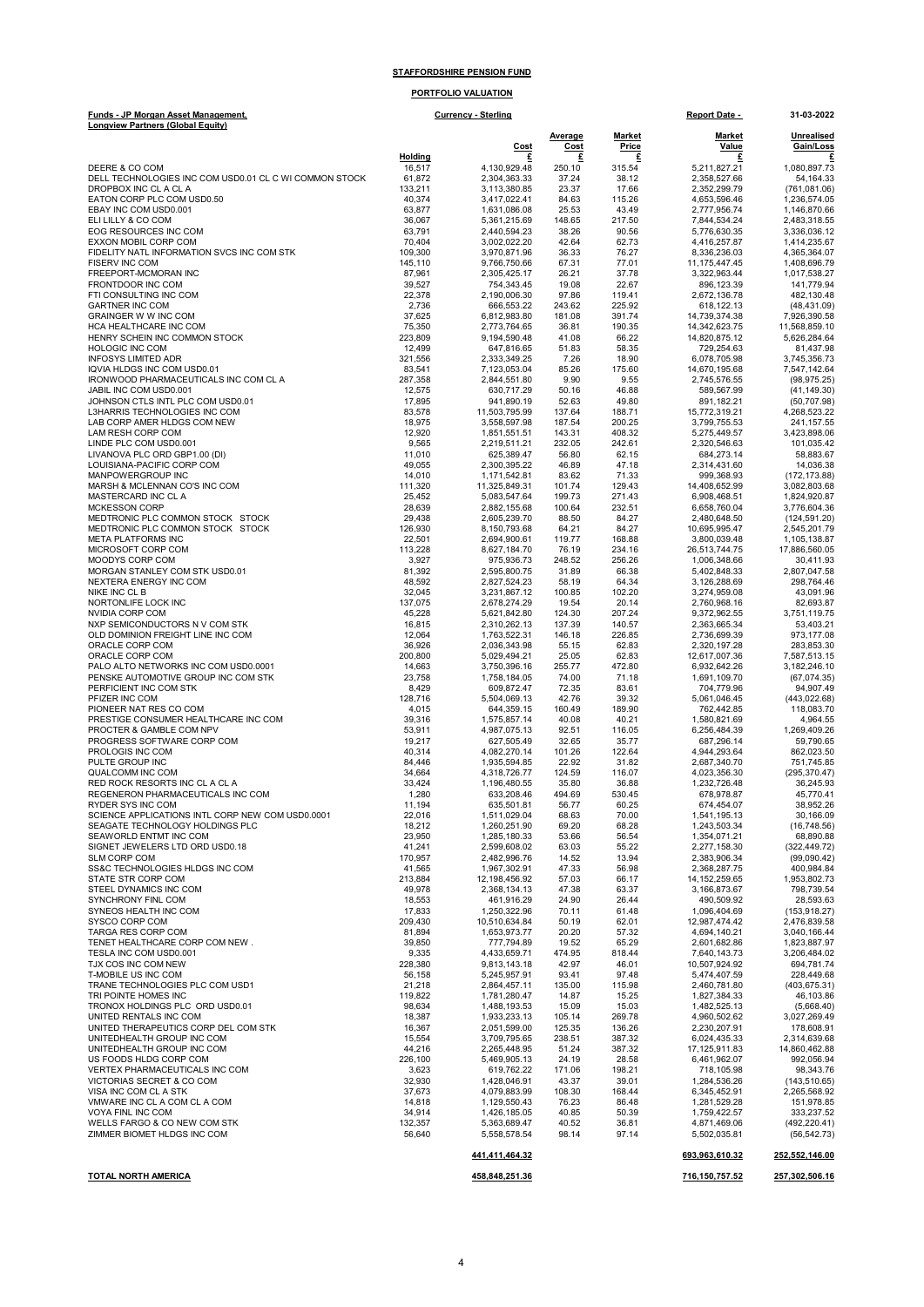**STAFFORDSHIRE PENSION FUND**

**PORTFOLIO VALUATION**

| **Funds - JP Morgan Asset Management, Longview Partners (Global Equity)** | | **Currency - Sterling** | | | **Report Date -** | **31-03-2022** |
|---|---|---|---|---|---|---|
| | **Holding** | **Cost £** | **Average Cost £** | **Market Price £** | **Market Value £** | **Unrealised Gain/Loss £** |
| DEERE & CO COM | 16,517 | 4,130,929.48 | 250.10 | 315.54 | 5,211,827.21 | 1,080,897.73 |
| DELL TECHNOLOGIES INC COM USD0.01 CL C WI COMMON STOCK | 61,872 | 2,304,363.33 | 37.24 | 38.12 | 2,358,527.66 | 54,164.33 |
| DROPBOX INC CL A CL A | 133,211 | 3,113,380.85 | 23.37 | 17.66 | 2,352,299.79 | (761,081.06) |
| EATON CORP PLC COM USD0.50 | 40,374 | 3,417,022.41 | 84.63 | 115.26 | 4,653,596.46 | 1,236,574.05 |
| EBAY INC COM USD0.001 | 63,877 | 1,631,086.08 | 25.53 | 43.49 | 2,777,956.74 | 1,146,870.66 |
| ELI LILLY & CO COM | 36,067 | 5,361,215.69 | 148.65 | 217.50 | 7,844,534.24 | 2,483,318.55 |
| EOG RESOURCES INC COM | 63,791 | 2,440,594.23 | 38.26 | 90.56 | 5,776,630.35 | 3,336,036.12 |
| EXXON MOBIL CORP COM | 70,404 | 3,002,022.20 | 42.64 | 62.73 | 4,416,257.87 | 1,414,235.67 |
| FIDELITY NATL INFORMATION SVCS INC COM STK | 109,300 | 3,970,871.96 | 36.33 | 76.27 | 8,336,236.03 | 4,365,364.07 |
| FISERV INC COM | 145,110 | 9,766,750.66 | 67.31 | 77.01 | 11,175,447.45 | 1,408,696.79 |
| FREEPORT-MCMORAN INC | 87,961 | 2,305,425.17 | 26.21 | 37.78 | 3,322,963.44 | 1,017,538.27 |
| FRONTDOOR INC COM | 39,527 | 754,343.45 | 19.08 | 22.67 | 896,123.39 | 141,779.94 |
| FTI CONSULTING INC COM | 22,378 | 2,190,006.30 | 97.86 | 119.41 | 2,672,136.78 | 482,130.48 |
| GARTNER INC COM | 2,736 | 666,553.22 | 243.62 | 225.92 | 618,122.13 | (48,431.09) |
| GRAINGER W W INC COM | 37,625 | 6,812,983.80 | 181.08 | 391.74 | 14,739,374.38 | 7,926,390.58 |
| HCA HEALTHCARE INC COM | 75,350 | 2,773,764.65 | 36.81 | 190.35 | 14,342,623.75 | 11,568,859.10 |
| HENRY SCHEIN INC COMMON STOCK | 223,809 | 9,194,590.48 | 41.08 | 66.22 | 14,820,875.12 | 5,626,284.64 |
| HOLOGIC INC COM | 12,499 | 647,816.65 | 51.83 | 58.35 | 729,254.63 | 81,437.98 |
| INFOSYS LIMITED ADR | 321,556 | 2,333,349.25 | 7.26 | 18.90 | 6,078,705.98 | 3,745,356.73 |
| IQVIA HLDGS INC COM USD0.01 | 83,541 | 7,123,053.04 | 85.26 | 175.60 | 14,670,195.68 | 7,547,142.64 |
| IRONWOOD PHARMACEUTICALS INC COM CL A | 287,358 | 2,844,551.80 | 9.90 | 9.55 | 2,745,576.55 | (98,975.25) |
| JABIL INC COM USD0.001 | 12,575 | 630,717.29 | 50.16 | 46.88 | 589,567.99 | (41,149.30) |
| JOHNSON CTLS INTL PLC COM USD0.01 | 17,895 | 941,890.19 | 52.63 | 49.80 | 891,182.21 | (50,707.98) |
| L3HARRIS TECHNOLOGIES INC COM | 83,578 | 11,503,795.99 | 137.64 | 188.71 | 15,772,319.21 | 4,268,523.22 |
| LAB CORP AMER HLDGS COM NEW | 18,975 | 3,558,597.98 | 187.54 | 200.25 | 3,799,755.53 | 241,157.55 |
| LAM RESH CORP COM | 12,920 | 1,851,551.51 | 143.31 | 408.32 | 5,275,449.57 | 3,423,898.06 |
| LINDE PLC COM USD0.001 | 9,565 | 2,219,511.21 | 232.05 | 242.61 | 2,320,546.63 | 101,035.42 |
| LIVANOVA PLC ORD GBP1.00 (DI) | 11,010 | 625,389.47 | 56.80 | 62.15 | 684,273.14 | 58,883.67 |
| LOUISIANA-PACIFIC CORP COM | 49,055 | 2,300,395.22 | 46.89 | 47.18 | 2,314,431.60 | 14,036.38 |
| MANPOWERGROUP INC | 14,010 | 1,171,542.81 | 83.62 | 71.33 | 999,368.93 | (172,173.88) |
| MARSH & MCLENNAN CO'S INC COM | 111,320 | 11,325,849.31 | 101.74 | 129.43 | 14,408,652.99 | 3,082,803.68 |
| MASTERCARD INC CL A | 25,452 | 5,083,547.64 | 199.73 | 271.43 | 6,908,468.51 | 1,824,920.87 |
| MCKESSON CORP | 28,639 | 2,882,155.68 | 100.64 | 232.51 | 6,658,760.04 | 3,776,604.36 |
| MEDTRONIC PLC COMMON STOCK STOCK | 29,438 | 2,605,239.70 | 88.50 | 84.27 | 2,480,648.50 | (124,591.20) |
| MEDTRONIC PLC COMMON STOCK STOCK | 126,930 | 8,150,793.68 | 64.21 | 84.27 | 10,695,995.47 | 2,545,201.79 |
| META PLATFORMS INC | 22,501 | 2,694,900.61 | 119.77 | 168.88 | 3,800,039.48 | 1,105,138.87 |
| MICROSOFT CORP COM | 113,228 | 8,627,184.70 | 76.19 | 234.16 | 26,513,744.75 | 17,886,560.05 |
| MOODYS CORP COM | 3,927 | 975,936.73 | 248.52 | 256.26 | 1,006,348.66 | 30,411.93 |
| MORGAN STANLEY COM STK USD0.01 | 81,392 | 2,595,800.75 | 31.89 | 66.38 | 5,402,848.33 | 2,807,047.58 |
| NEXTERA ENERGY INC COM | 48,592 | 2,827,524.23 | 58.19 | 64.34 | 3,126,288.69 | 298,764.46 |
| NIKE INC CL B | 32,045 | 3,231,867.12 | 100.85 | 102.20 | 3,274,959.08 | 43,091.96 |
| NORTONLIFE LOCK INC | 137,075 | 2,678,274.29 | 19.54 | 20.14 | 2,760,968.16 | 82,693.87 |
| NVIDIA CORP COM | 45,228 | 5,621,842.80 | 124.30 | 207.24 | 9,372,962.55 | 3,751,119.75 |
| NXP SEMICONDUCTORS N V COM STK | 16,815 | 2,310,262.13 | 137.39 | 140.57 | 2,363,665.34 | 53,403.21 |
| OLD DOMINION FREIGHT LINE INC COM | 12,064 | 1,763,522.31 | 146.18 | 226.85 | 2,736,699.39 | 973,177.08 |
| ORACLE CORP COM | 36,926 | 2,036,343.98 | 55.15 | 62.83 | 2,320,197.28 | 283,853.30 |
| ORACLE CORP COM | 200,800 | 5,029,494.21 | 25.05 | 62.83 | 12,617,007.36 | 7,587,513.15 |
| PALO ALTO NETWORKS INC COM USD0.0001 | 14,663 | 3,750,396.16 | 255.77 | 472.80 | 6,932,642.26 | 3,182,246.10 |
| PENSKE AUTOMOTIVE GROUP INC COM STK | 23,758 | 1,758,184.05 | 74.00 | 71.18 | 1,691,109.70 | (67,074.35) |
| PERFICIENT INC COM STK | 8,429 | 609,872.47 | 72.35 | 83.61 | 704,779.96 | 94,907.49 |
| PFIZER INC COM | 128,716 | 5,504,069.13 | 42.76 | 39.32 | 5,061,046.45 | (443,022.68) |
| PIONEER NAT RES CO COM | 4,015 | 644,359.15 | 160.49 | 189.90 | 762,442.85 | 118,083.70 |
| PRESTIGE CONSUMER HEALTHCARE INC COM | 39,316 | 1,575,857.14 | 40.08 | 40.21 | 1,580,821.69 | 4,964.55 |
| PROCTER & GAMBLE COM NPV | 53,911 | 4,987,075.13 | 92.51 | 116.05 | 6,256,484.39 | 1,269,409.26 |
| PROGRESS SOFTWARE CORP COM | 19,217 | 627,505.49 | 32.65 | 35.77 | 687,296.14 | 59,790.65 |
| PROLOGIS INC COM | 40,314 | 4,082,270.14 | 101.26 | 122.64 | 4,944,293.64 | 862,023.50 |
| PULTE GROUP INC | 84,446 | 1,935,594.85 | 22.92 | 31.82 | 2,687,340.70 | 751,745.85 |
| QUALCOMM INC COM | 34,664 | 4,318,726.77 | 124.59 | 116.07 | 4,023,356.30 | (295,370.47) |
| RED ROCK RESORTS INC CL A CL A | 33,424 | 1,196,480.55 | 35.80 | 36.88 | 1,232,726.48 | 36,245.93 |
| REGENERON PHARMACEUTICALS INC COM | 1,280 | 633,208.46 | 494.69 | 530.45 | 678,978.87 | 45,770.41 |
| RYDER SYS INC COM | 11,194 | 635,501.81 | 56.77 | 60.25 | 674,454.07 | 38,952.26 |
| SCIENCE APPLICATIONS INTL CORP NEW COM USD0.0001 | 22,016 | 1,511,029.04 | 68.63 | 70.00 | 1,541,195.13 | 30,166.09 |
| SEAGATE TECHNOLOGY HOLDINGS PLC | 18,212 | 1,260,251.90 | 69.20 | 68.28 | 1,243,503.34 | (16,748.56) |
| SEAWORLD ENTMT INC COM | 23,950 | 1,285,180.33 | 53.66 | 56.54 | 1,354,071.21 | 68,890.88 |
| SIGNET JEWELERS LTD ORD USD0.18 | 41,241 | 2,599,608.02 | 63.03 | 55.22 | 2,277,158.30 | (322,449.72) |
| SLM CORP COM | 170,957 | 2,482,996.76 | 14.52 | 13.94 | 2,383,906.34 | (99,090.42) |
| SS&C TECHNOLOGIES HLDGS INC COM | 41,565 | 1,967,302.91 | 47.33 | 56.98 | 2,368,287.75 | 400,984.84 |
| STATE STR CORP COM | 213,884 | 12,198,456.92 | 57.03 | 66.17 | 14,152,259.65 | 1,953,802.73 |
| STEEL DYNAMICS INC COM | 49,978 | 2,368,134.13 | 47.38 | 63.37 | 3,166,873.67 | 798,739.54 |
| SYNCHRONY FINL COM | 18,553 | 461,916.29 | 24.90 | 26.44 | 490,509.92 | 28,593.63 |
| SYNEOS HEALTH INC COM | 17,833 | 1,250,322.96 | 70.11 | 61.48 | 1,096,404.69 | (153,918.27) |
| SYSCO CORP COM | 209,430 | 10,510,634.84 | 50.19 | 62.01 | 12,987,474.42 | 2,476,839.58 |
| TARGA RES CORP COM | 81,894 | 1,653,973.77 | 20.20 | 57.32 | 4,694,140.21 | 3,040,166.44 |
| TENET HEALTHCARE CORP COM NEW . | 39,850 | 777,794.89 | 19.52 | 65.29 | 2,601,682.86 | 1,823,887.97 |
| TESLA INC COM USD0.001 | 9,335 | 4,433,659.71 | 474.95 | 818.44 | 7,640,143.73 | 3,206,484.02 |
| TJX COS INC COM NEW | 228,380 | 9,813,143.18 | 42.97 | 46.01 | 10,507,924.92 | 694,781.74 |
| T-MOBILE US INC COM | 56,158 | 5,245,957.91 | 93.41 | 97.48 | 5,474,407.59 | 228,449.68 |
| TRANE TECHNOLOGIES PLC COM USD1 | 21,218 | 2,864,457.11 | 135.00 | 115.98 | 2,460,781.80 | (403,675.31) |
| TRI POINTE HOMES INC | 119,822 | 1,781,280.47 | 14.87 | 15.25 | 1,827,384.33 | 46,103.86 |
| TRONOX HOLDINGS PLC ORD USD0.01 | 98,634 | 1,488,193.53 | 15.09 | 15.03 | 1,482,525.13 | (5,668.40) |
| UNITED RENTALS INC COM | 18,387 | 1,933,233.13 | 105.14 | 269.78 | 4,960,502.62 | 3,027,269.49 |
| UNITED THERAPEUTICS CORP DEL COM STK | 16,367 | 2,051,599.00 | 125.35 | 136.26 | 2,230,207.91 | 178,608.91 |
| UNITEDHEALTH GROUP INC COM | 15,554 | 3,709,795.65 | 238.51 | 387.32 | 6,024,435.33 | 2,314,639.68 |
| UNITEDHEALTH GROUP INC COM | 44,216 | 2,265,448.95 | 51.24 | 387.32 | 17,125,911.83 | 14,860,462.88 |
| US FOODS HLDG CORP COM | 226,100 | 5,469,905.13 | 24.19 | 28.58 | 6,461,962.07 | 992,056.94 |
| VERTEX PHARMACEUTICALS INC COM | 3,623 | 619,762.22 | 171.06 | 198.21 | 718,105.98 | 98,343.76 |
| VICTORIAS SECRET & CO COM | 32,930 | 1,428,046.91 | 43.37 | 39.01 | 1,284,536.26 | (143,510.65) |
| VISA INC COM CL A STK | 37,673 | 4,079,883.99 | 108.30 | 168.44 | 6,345,452.91 | 2,265,568.92 |
| VMWARE INC CL A COM CL A COM | 14,818 | 1,129,550.43 | 76.23 | 86.48 | 1,281,529.28 | 151,978.85 |
| VOYA FINL INC COM | 34,914 | 1,426,185.05 | 40.85 | 50.39 | 1,759,422.57 | 333,237.52 |
| WELLS FARGO & CO NEW COM STK | 132,357 | 5,363,689.47 | 40.52 | 36.81 | 4,871,469.06 | (492,220.41) |
| ZIMMER BIOMET HLDGS INC COM | 56,640 | 5,558,578.54 | 98.14 | 97.14 | 5,502,035.81 | (56,542.73) |
| | | **441,411,464.32** | | | **693,963,610.32** | **252,552,146.00** |
| **TOTAL NORTH AMERICA** | | **458,848,251.36** | | | **716,150,757.52** | **257,302,506.16** |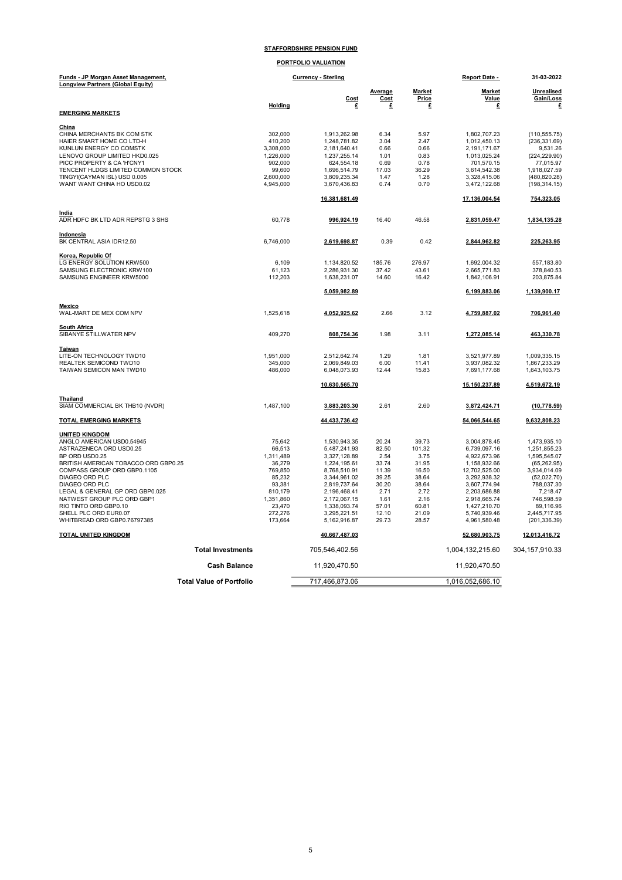**STAFFORDSHIRE PENSION FUND**

**PORTFOLIO VALUATION**

| **Funds - JP Morgan Asset Management, Longview Partners (Global Equity)** | | **Currency - Sterling** | | | **Report Date -** | **31-03-2022** |
|---|---|---|---|---|---|---|
| | **Holding** | **Cost £** | **Average Cost £** | **Market Price £** | **Market Value £** | **Unrealised Gain/Loss £** |
| **EMERGING MARKETS** | | | | | | |
| **China** | | | | | | |
| CHINA MERCHANTS BK COM STK | 302,000 | 1,913,262.98 | 6.34 | 5.97 | 1,802,707.23 | (110,555.75) |
| HAIER SMART HOME CO LTD-H | 410,200 | 1,248,781.82 | 3.04 | 2.47 | 1,012,450.13 | (236,331.69) |
| KUNLUN ENERGY CO COMSTK | 3,308,000 | 2,181,640.41 | 0.66 | 0.66 | 2,191,171.67 | 9,531.26 |
| LENOVO GROUP LIMITED HKD0.025 | 1,226,000 | 1,237,255.14 | 1.01 | 0.83 | 1,013,025.24 | (224,229.90) |
| PICC PROPERTY & CA 'H'CNY1 | 902,000 | 624,554.18 | 0.69 | 0.78 | 701,570.15 | 77,015.97 |
| TENCENT HLDGS LIMITED COMMON STOCK | 99,600 | 1,696,514.79 | 17.03 | 36.29 | 3,614,542.38 | 1,918,027.59 |
| TINGYI(CAYMAN ISL) USD 0.005 | 2,600,000 | 3,809,235.34 | 1.47 | 1.28 | 3,328,415.06 | (480,820.28) |
| WANT WANT CHINA HO USD0.02 | 4,945,000 | 3,670,436.83 | 0.74 | 0.70 | 3,472,122.68 | (198,314.15) |
| | | **16,381,681.49** | | | **17,136,004.54** | **754,323.05** |
| **India** | | | | | | |
| ADR HDFC BK LTD ADR REPSTG 3 SHS | 60,778 | **996,924.19** | 16.40 | 46.58 | **2,831,059.47** | **1,834,135.28** |
| **Indonesia** | | | | | | |
| BK CENTRAL ASIA IDR12.50 | 6,746,000 | **2,619,698.87** | 0.39 | 0.42 | **2,844,962.82** | **225,263.95** |
| **Korea, Republic Of** | | | | | | |
| LG ENERGY SOLUTION KRW500 | 6,109 | 1,134,820.52 | 185.76 | 276.97 | 1,692,004.32 | 557,183.80 |
| SAMSUNG ELECTRONIC KRW100 | 61,123 | 2,286,931.30 | 37.42 | 43.61 | 2,665,771.83 | 378,840.53 |
| SAMSUNG ENGINEER KRW5000 | 112,203 | 1,638,231.07 | 14.60 | 16.42 | 1,842,106.91 | 203,875.84 |
| | | **5,059,982.89** | | | **6,199,883.06** | **1,139,900.17** |
| **Mexico** | | | | | | |
| WAL-MART DE MEX COM NPV | 1,525,618 | **4,052,925.62** | 2.66 | 3.12 | **4,759,887.02** | **706,961.40** |
| **South Africa** | | | | | | |
| SIBANYE STILLWATER NPV | 409,270 | **808,754.36** | 1.98 | 3.11 | **1,272,085.14** | **463,330.78** |
| **Taiwan** | | | | | | |
| LITE-ON TECHNOLOGY TWD10 | 1,951,000 | 2,512,642.74 | 1.29 | 1.81 | 3,521,977.89 | 1,009,335.15 |
| REALTEK SEMICOND TWD10 | 345,000 | 2,069,849.03 | 6.00 | 11.41 | 3,937,082.32 | 1,867,233.29 |
| TAIWAN SEMICON MAN TWD10 | 486,000 | 6,048,073.93 | 12.44 | 15.83 | 7,691,177.68 | 1,643,103.75 |
| | | **10,630,565.70** | | | **15,150,237.89** | **4,519,672.19** |
| **Thailand** | | | | | | |
| SIAM COMMERCIAL BK THB10 (NVDR) | 1,487,100 | **3,883,203.30** | 2.61 | 2.60 | **3,872,424.71** | **(10,778.59)** |
| **TOTAL EMERGING MARKETS** | | **44,433,736.42** | | | **54,066,544.65** | **9,632,808.23** |
| **UNITED KINGDOM** | | | | | | |
| ANGLO AMERICAN USD0.54945 | 75,642 | 1,530,943.35 | 20.24 | 39.73 | 3,004,878.45 | 1,473,935.10 |
| ASTRAZENECA ORD USD0.25 | 66,513 | 5,487,241.93 | 82.50 | 101.32 | 6,739,097.16 | 1,251,855.23 |
| BP ORD USD0.25 | 1,311,489 | 3,327,128.89 | 2.54 | 3.75 | 4,922,673.96 | 1,595,545.07 |
| BRITISH AMERICAN TOBACCO ORD GBP0.25 | 36,279 | 1,224,195.61 | 33.74 | 31.95 | 1,158,932.66 | (65,262.95) |
| COMPASS GROUP ORD GBP0.1105 | 769,850 | 8,768,510.91 | 11.39 | 16.50 | 12,702,525.00 | 3,934,014.09 |
| DIAGEO ORD PLC | 85,232 | 3,344,961.02 | 39.25 | 38.64 | 3,292,938.32 | (52,022.70) |
| DIAGEO ORD PLC | 93,381 | 2,819,737.64 | 30.20 | 38.64 | 3,607,774.94 | 788,037.30 |
| LEGAL & GENERAL GP ORD GBP0.025 | 810,179 | 2,196,468.41 | 2.71 | 2.72 | 2,203,686.88 | 7,218.47 |
| NATWEST GROUP PLC ORD GBP1 | 1,351,860 | 2,172,067.15 | 1.61 | 2.16 | 2,918,665.74 | 746,598.59 |
| RIO TINTO ORD GBP0.10 | 23,470 | 1,338,093.74 | 57.01 | 60.81 | 1,427,210.70 | 89,116.96 |
| SHELL PLC ORD EUR0.07 | 272,276 | 3,295,221.51 | 12.10 | 21.09 | 5,740,939.46 | 2,445,717.95 |
| WHITBREAD ORD GBP0.76797385 | 173,664 | 5,162,916.87 | 29.73 | 28.57 | 4,961,580.48 | (201,336.39) |
| **TOTAL UNITED KINGDOM** | | **40,667,487.03** | | | **52,680,903.75** | **12,013,416.72** |
| **Total Investments** | | 705,546,402.56 | | | 1,004,132,215.60 | 304,157,910.33 |
| **Cash Balance** | | 11,920,470.50 | | | 11,920,470.50 | |
| **Total Value of Portfolio** | | 717,466,873.06 | | | 1,016,052,686.10 | |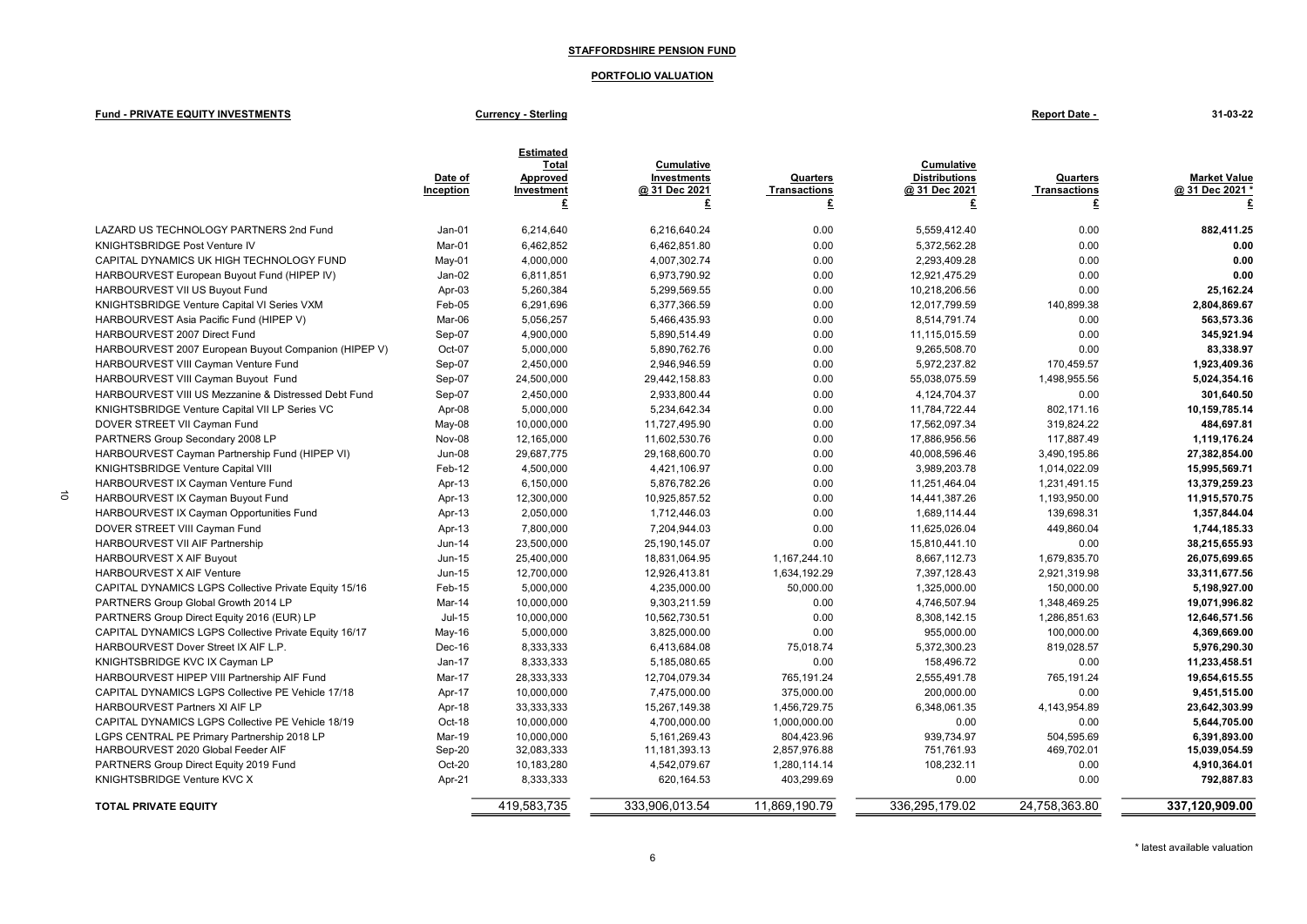**STAFFORDSHIRE PENSION FUND**

**PORTFOLIO VALUATION**

**Fund - PRIVATE EQUITY INVESTMENTS** | **Currency - Sterling** | **Report Date - 31-03-22**

| | Date of Inception | Estimated Total Approved Investment £ | Cumulative Investments @ 31 Dec 2021 £ | Quarters Transactions £ | Cumulative Distributions @ 31 Dec 2021 £ | Quarters Transactions £ | Market Value @ 31 Dec 2021 * £ |
|---|---|---|---|---|---|---|---|
| LAZARD US TECHNOLOGY PARTNERS 2nd Fund | Jan-01 | 6,214,640 | 6,216,640.24 | 0.00 | 5,559,412.40 | 0.00 | **882,411.25** |
| KNIGHTSBRIDGE Post Venture IV | Mar-01 | 6,462,852 | 6,462,851.80 | 0.00 | 5,372,562.28 | 0.00 | **0.00** |
| CAPITAL DYNAMICS UK HIGH TECHNOLOGY FUND | May-01 | 4,000,000 | 4,007,302.74 | 0.00 | 2,293,409.28 | 0.00 | **0.00** |
| HARBOURVEST European Buyout Fund (HIPEP IV) | Jan-02 | 6,811,851 | 6,973,790.92 | 0.00 | 12,921,475.29 | 0.00 | **0.00** |
| HARBOURVEST VII US Buyout Fund | Apr-03 | 5,260,384 | 5,299,569.55 | 0.00 | 10,218,206.56 | 0.00 | **25,162.24** |
| KNIGHTSBRIDGE Venture Capital VI Series VXM | Feb-05 | 6,291,696 | 6,377,366.59 | 0.00 | 12,017,799.59 | 140,899.38 | **2,804,869.67** |
| HARBOURVEST Asia Pacific Fund (HIPEP V) | Mar-06 | 5,056,257 | 5,466,435.93 | 0.00 | 8,514,791.74 | 0.00 | **563,573.36** |
| HARBOURVEST 2007 Direct Fund | Sep-07 | 4,900,000 | 5,890,514.49 | 0.00 | 11,115,015.59 | 0.00 | **345,921.94** |
| HARBOURVEST 2007 European Buyout Companion (HIPEP V) | Oct-07 | 5,000,000 | 5,890,762.76 | 0.00 | 9,265,508.70 | 0.00 | **83,338.97** |
| HARBOURVEST VIII Cayman Venture Fund | Sep-07 | 2,450,000 | 2,946,946.59 | 0.00 | 5,972,237.82 | 170,459.57 | **1,923,409.36** |
| HARBOURVEST VIII Cayman Buyout Fund | Sep-07 | 24,500,000 | 29,442,158.83 | 0.00 | 55,038,075.59 | 1,498,955.56 | **5,024,354.16** |
| HARBOURVEST VIII US Mezzanine & Distressed Debt Fund | Sep-07 | 2,450,000 | 2,933,800.44 | 0.00 | 4,124,704.37 | 0.00 | **301,640.50** |
| KNIGHTSBRIDGE Venture Capital VII LP Series VC | Apr-08 | 5,000,000 | 5,234,642.34 | 0.00 | 11,784,722.44 | 802,171.16 | **10,159,785.14** |
| DOVER STREET VII Cayman Fund | May-08 | 10,000,000 | 11,727,495.90 | 0.00 | 17,562,097.34 | 319,824.22 | **484,697.81** |
| PARTNERS Group Secondary 2008 LP | Nov-08 | 12,165,000 | 11,602,530.76 | 0.00 | 17,886,956.56 | 117,887.49 | **1,119,176.24** |
| HARBOURVEST Cayman Partnership Fund (HIPEP VI) | Jun-08 | 29,687,775 | 29,168,600.70 | 0.00 | 40,008,596.46 | 3,490,195.86 | **27,382,854.00** |
| KNIGHTSBRIDGE Venture Capital VIII | Feb-12 | 4,500,000 | 4,421,106.97 | 0.00 | 3,989,203.78 | 1,014,022.09 | **15,995,569.71** |
| HARBOURVEST IX Cayman Venture Fund | Apr-13 | 6,150,000 | 5,876,782.26 | 0.00 | 11,251,464.04 | 1,231,491.15 | **13,379,259.23** |
| HARBOURVEST IX Cayman Buyout Fund | Apr-13 | 12,300,000 | 10,925,857.52 | 0.00 | 14,441,387.26 | 1,193,950.00 | **11,915,570.75** |
| HARBOURVEST IX Cayman Opportunities Fund | Apr-13 | 2,050,000 | 1,712,446.03 | 0.00 | 1,689,114.44 | 139,698.31 | **1,357,844.04** |
| DOVER STREET VIII Cayman Fund | Apr-13 | 7,800,000 | 7,204,944.03 | 0.00 | 11,625,026.04 | 449,860.04 | **1,744,185.33** |
| HARBOURVEST VII AIF Partnership | Jun-14 | 23,500,000 | 25,190,145.07 | 0.00 | 15,810,441.10 | 0.00 | **38,215,655.93** |
| HARBOURVEST X AIF Buyout | Jun-15 | 25,400,000 | 18,831,064.95 | 1,167,244.10 | 8,667,112.73 | 1,679,835.70 | **26,075,699.65** |
| HARBOURVEST X AIF Venture | Jun-15 | 12,700,000 | 12,926,413.81 | 1,634,192.29 | 7,397,128.43 | 2,921,319.98 | **33,311,677.56** |
| CAPITAL DYNAMICS LGPS Collective Private Equity 15/16 | Feb-15 | 5,000,000 | 4,235,000.00 | 50,000.00 | 1,325,000.00 | 150,000.00 | **5,198,927.00** |
| PARTNERS Group Global Growth 2014 LP | Mar-14 | 10,000,000 | 9,303,211.59 | 0.00 | 4,746,507.94 | 1,348,469.25 | **19,071,996.82** |
| PARTNERS Group Direct Equity 2016 (EUR) LP | Jul-15 | 10,000,000 | 10,562,730.51 | 0.00 | 8,308,142.15 | 1,286,851.63 | **12,646,571.56** |
| CAPITAL DYNAMICS LGPS Collective Private Equity 16/17 | May-16 | 5,000,000 | 3,825,000.00 | 0.00 | 955,000.00 | 100,000.00 | **4,369,669.00** |
| HARBOURVEST Dover Street IX AIF L.P. | Dec-16 | 8,333,333 | 6,413,684.08 | 75,018.74 | 5,372,300.23 | 819,028.57 | **5,976,290.30** |
| KNIGHTSBRIDGE KVC IX Cayman LP | Jan-17 | 8,333,333 | 5,185,080.65 | 0.00 | 158,496.72 | 0.00 | **11,233,458.51** |
| HARBOURVEST HIPEP VIII Partnership AIF Fund | Mar-17 | 28,333,333 | 12,704,079.34 | 765,191.24 | 2,555,491.78 | 765,191.24 | **19,654,615.55** |
| CAPITAL DYNAMICS LGPS Collective PE Vehicle 17/18 | Apr-17 | 10,000,000 | 7,475,000.00 | 375,000.00 | 200,000.00 | 0.00 | **9,451,515.00** |
| HARBOURVEST Partners XI AIF LP | Apr-18 | 33,333,333 | 15,267,149.38 | 1,456,729.75 | 6,348,061.35 | 4,143,954.89 | **23,642,303.99** |
| CAPITAL DYNAMICS LGPS Collective PE Vehicle 18/19 | Oct-18 | 10,000,000 | 4,700,000.00 | 1,000,000.00 | 0.00 | 0.00 | **5,644,705.00** |
| LGPS CENTRAL PE Primary Partnership 2018 LP | Mar-19 | 10,000,000 | 5,161,269.43 | 804,423.96 | 939,734.97 | 504,595.69 | **6,391,893.00** |
| HARBOURVEST 2020 Global Feeder AIF | Sep-20 | 32,083,333 | 11,181,393.13 | 2,857,976.88 | 751,761.93 | 469,702.01 | **15,039,054.59** |
| PARTNERS Group Direct Equity 2019 Fund | Oct-20 | 10,183,280 | 4,542,079.67 | 1,280,114.14 | 108,232.11 | 0.00 | **4,910,364.01** |
| KNIGHTSBRIDGE Venture KVC X | Apr-21 | 8,333,333 | 620,164.53 | 403,299.69 | 0.00 | 0.00 | **792,887.83** |
| **TOTAL PRIVATE EQUITY** | | 419,583,735 | 333,906,013.54 | 11,869,190.79 | 336,295,179.02 | 24,758,363.80 | **337,120,909.00** |

\* latest available valuation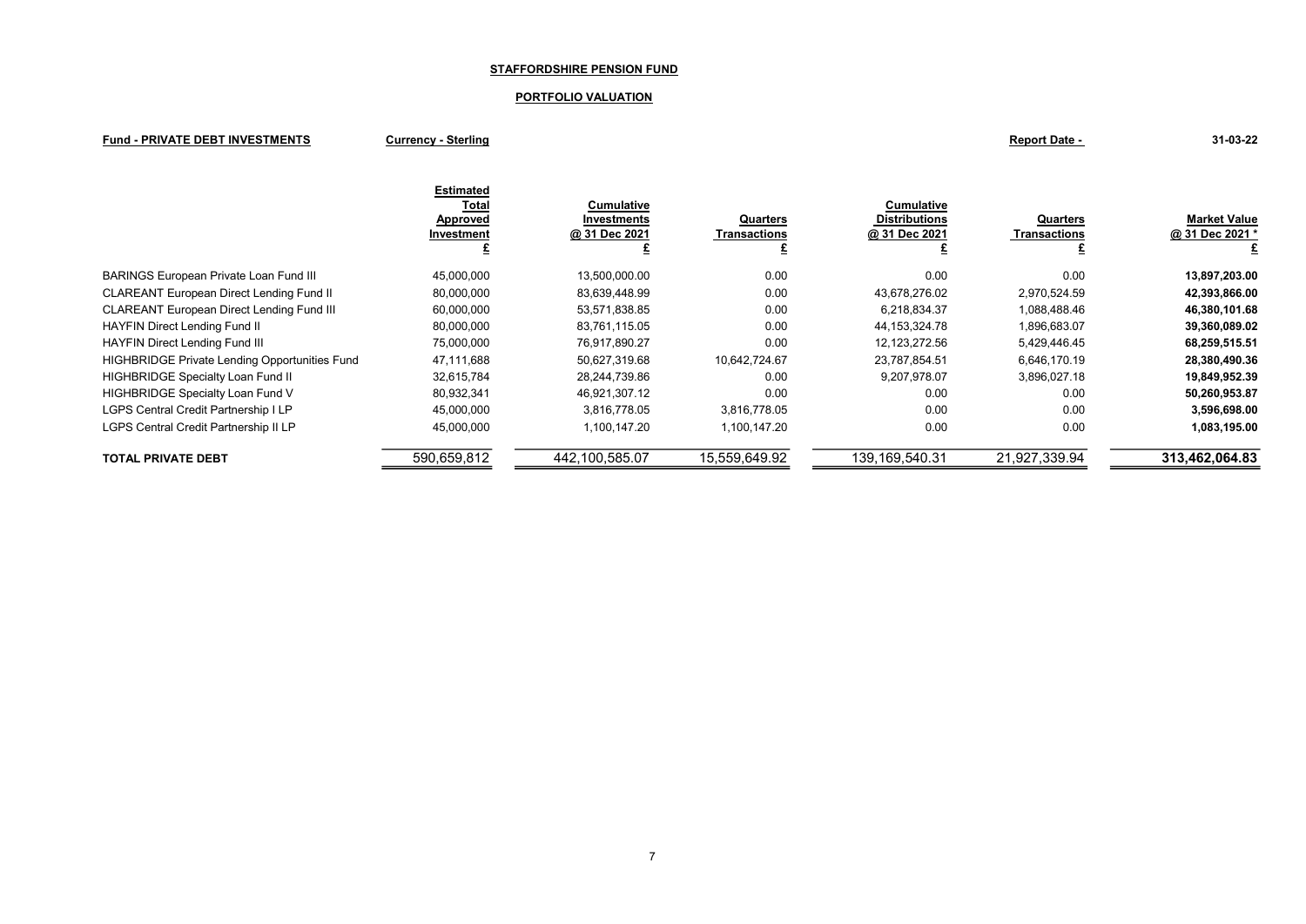**STAFFORDSHIRE PENSION FUND**

**PORTFOLIO VALUATION**

**Fund - PRIVATE DEBT INVESTMENTS** | **Currency - Sterling** | **Report Date - 31-03-22**

| | Estimated Total Approved Investment £ | Cumulative Investments @ 31 Dec 2021 £ | Quarters Transactions £ | Cumulative Distributions @ 31 Dec 2021 £ | Quarters Transactions £ | Market Value @ 31 Dec 2021 * £ |
|---|---|---|---|---|---|---|
| BARINGS European Private Loan Fund III | 45,000,000 | 13,500,000.00 | 0.00 | 0.00 | 0.00 | **13,897,203.00** |
| CLAREANT European Direct Lending Fund II | 80,000,000 | 83,639,448.99 | 0.00 | 43,678,276.02 | 2,970,524.59 | **42,393,866.00** |
| CLAREANT European Direct Lending Fund III | 60,000,000 | 53,571,838.85 | 0.00 | 6,218,834.37 | 1,088,488.46 | **46,380,101.68** |
| HAYFIN Direct Lending Fund II | 80,000,000 | 83,761,115.05 | 0.00 | 44,153,324.78 | 1,896,683.07 | **39,360,089.02** |
| HAYFIN Direct Lending Fund III | 75,000,000 | 76,917,890.27 | 0.00 | 12,123,272.56 | 5,429,446.45 | **68,259,515.51** |
| HIGHBRIDGE Private Lending Opportunities Fund | 47,111,688 | 50,627,319.68 | 10,642,724.67 | 23,787,854.51 | 6,646,170.19 | **28,380,490.36** |
| HIGHBRIDGE Specialty Loan Fund II | 32,615,784 | 28,244,739.86 | 0.00 | 9,207,978.07 | 3,896,027.18 | **19,849,952.39** |
| HIGHBRIDGE Specialty Loan Fund V | 80,932,341 | 46,921,307.12 | 0.00 | 0.00 | 0.00 | **50,260,953.87** |
| LGPS Central Credit Partnership I LP | 45,000,000 | 3,816,778.05 | 3,816,778.05 | 0.00 | 0.00 | **3,596,698.00** |
| LGPS Central Credit Partnership II LP | 45,000,000 | 1,100,147.20 | 1,100,147.20 | 0.00 | 0.00 | **1,083,195.00** |
| **TOTAL PRIVATE DEBT** | 590,659,812 | 442,100,585.07 | 15,559,649.92 | 139,169,540.31 | 21,927,339.94 | **313,462,064.83** |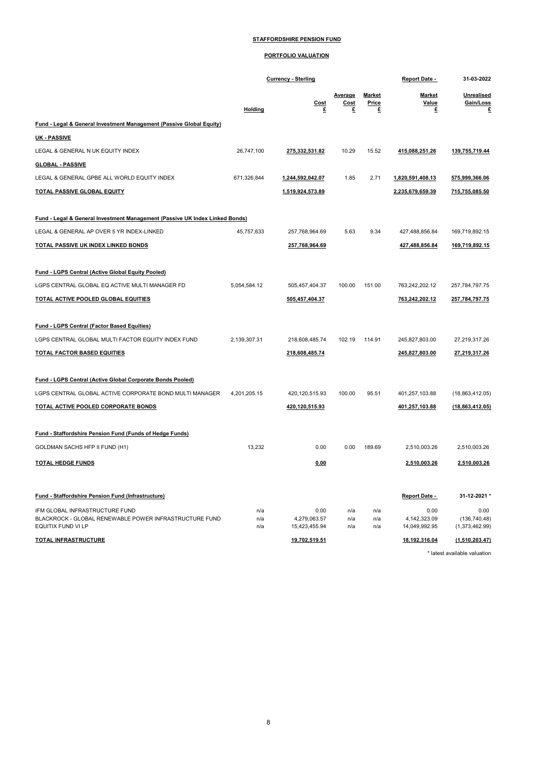**STAFFORDSHIRE PENSION FUND**

**PORTFOLIO VALUATION**

| | | Currency - Sterling | | | Report Date - | 31-03-2022 |
|---|---|---|---|---|---|---|
| | Holding | Cost £ | Average Cost £ | Market Price £ | Market Value £ | Unrealised Gain/Loss £ |
| **Fund - Legal & General Investment Management (Passive Global Equity)** | | | | | | |
| **UK - PASSIVE** | | | | | | |
| LEGAL & GENERAL N UK EQUITY INDEX | 26,747,100 | 275,332,531.82 | 10.29 | 15.52 | 415,088,251.26 | 139,755,719.44 |
| **GLOBAL - PASSIVE** | | | | | | |
| LEGAL & GENERAL GPBE ALL WORLD EQUITY INDEX | 671,326,844 | 1,244,592,042.07 | 1.85 | 2.71 | 1,820,591,408.13 | 575,999,366.06 |
| **TOTAL PASSIVE GLOBAL EQUITY** | | 1,519,924,573.89 | | | 2,235,679,659.39 | 715,755,085.50 |
| | | | | | | |
| **Fund - Legal & General Investment Management (Passive UK Index Linked Bonds)** | | | | | | |
| LEGAL & GENERAL AP OVER 5 YR INDEX-LINKED | 45,757,633 | 257,768,964.69 | 5.63 | 9.34 | 427,488,856.84 | 169,719,892.15 |
| **TOTAL PASSIVE UK INDEX LINKED BONDS** | | 257,768,964.69 | | | 427,488,856.84 | 169,719,892.15 |
| | | | | | | |
| **Fund - LGPS Central (Active Global Equity Pooled)** | | | | | | |
| LGPS CENTRAL GLOBAL EQ ACTIVE MULTI MANAGER FD | 5,054,584.12 | 505,457,404.37 | 100.00 | 151.00 | 763,242,202.12 | 257,784,797.75 |
| **TOTAL ACTIVE POOLED GLOBAL EQUITIES** | | 505,457,404.37 | | | 763,242,202.12 | 257,784,797.75 |
| | | | | | | |
| **Fund - LGPS Central (Factor Based Equities)** | | | | | | |
| LGPS CENTRAL GLOBAL MULTI FACTOR EQUITY INDEX FUND | 2,139,307.31 | 218,608,485.74 | 102.19 | 114.91 | 245,827,803.00 | 27,219,317.26 |
| **TOTAL FACTOR BASED EQUITIES** | | 218,608,485.74 | | | 245,827,803.00 | 27,219,317.26 |
| | | | | | | |
| **Fund - LGPS Central (Active Global Corporate Bonds Pooled)** | | | | | | |
| LGPS CENTRAL GLOBAL ACTIVE CORPORATE BOND MULTI MANAGER | 4,201,205.15 | 420,120,515.93 | 100.00 | 95.51 | 401,257,103.88 | (18,863,412.05) |
| **TOTAL ACTIVE POOLED CORPORATE BONDS** | | 420,120,515.93 | | | 401,257,103.88 | (18,863,412.05) |
| | | | | | | |
| **Fund - Staffordshire Pension Fund (Funds of Hedge Funds)** | | | | | | |
| GOLDMAN SACHS HFP II FUND (H1) | 13,232 | 0.00 | 0.00 | 189.69 | 2,510,003.26 | 2,510,003.26 |
| **TOTAL HEDGE FUNDS** | | 0.00 | | | 2,510,003.26 | 2,510,003.26 |
| | | | | | | |
| **Fund - Staffordshire Pension Fund (Infrastructure)** | | | | | Report Date - | 31-12-2021 * |
| IFM GLOBAL INFRASTRUCTURE FUND | n/a | 0.00 | n/a | n/a | 0.00 | 0.00 |
| BLACKROCK - GLOBAL RENEWABLE POWER INFRASTRUCTURE FUND | n/a | 4,279,063.57 | n/a | n/a | 4,142,323.09 | (136,740.48) |
| EQUITIX FUND VI LP | n/a | 15,423,455.94 | n/a | n/a | 14,049,992.95 | (1,373,462.99) |
| **TOTAL INFRASTRUCTURE** | | 19,702,519.51 | | | 18,192,316.04 | (1,510,203.47) |

\* latest available valuation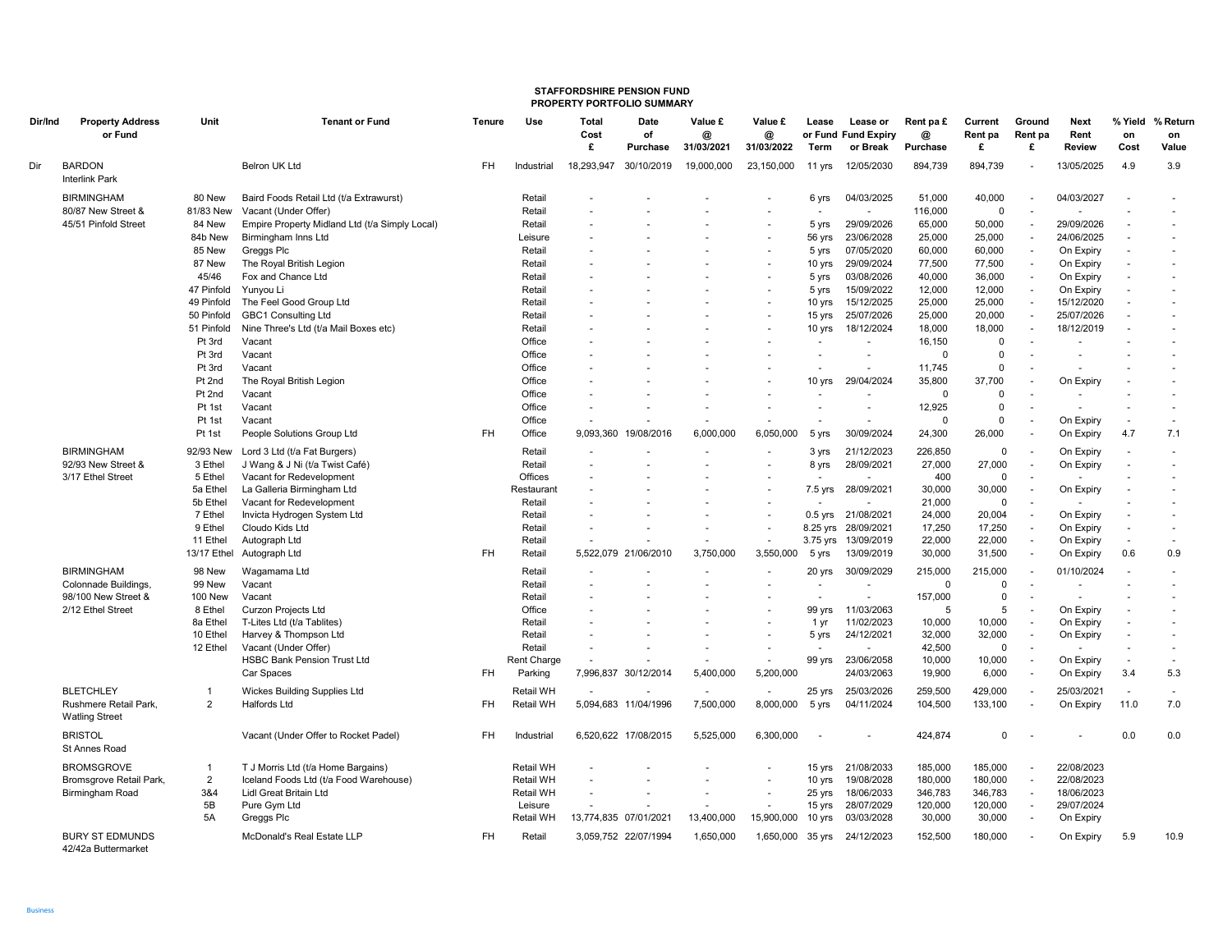# STAFFORDSHIRE PENSION FUND
## PROPERTY PORTFOLIO SUMMARY

| Dir/Ind | Property Address or Fund | Unit | Tenant or Fund | Tenure | Use | Total Cost £ | Date of Purchase | Value £ @ 31/03/2021 | Value £ @ 31/03/2022 | Lease or Fund Term | Lease or Fund Expiry or Break | Rent pa £ @ Purchase | Current Rent pa £ | Ground Rent pa £ | Next Rent Review | % Yield on Cost | % Return on Value |
|---|---|---|---|---|---|---|---|---|---|---|---|---|---|---|---|---|---|
| Dir | BARDON Interlink Park | | Belron UK Ltd | FH | Industrial | 18,293,947 | 30/10/2019 | 19,000,000 | 23,150,000 | 11 yrs | 12/05/2030 | 894,739 | 894,739 | - | 13/05/2025 | 4.9 | 3.9 |
| | BIRMINGHAM | 80 New | Baird Foods Retail Ltd (t/a Extrawurst) | | Retail | - | - | - | - | 6 yrs | 04/03/2025 | 51,000 | 40,000 | - | 04/03/2027 | - | - |
| | 80/87 New Street & | 81/83 New | Vacant (Under Offer) | | Retail | - | - | - | - | - | - | 116,000 | 0 | - | - | - | - |
| | 45/51 Pinfold Street | 84 New | Empire Property Midland Ltd (t/a Simply Local) | | Retail | - | - | - | - | 5 yrs | 29/09/2026 | 65,000 | 50,000 | - | 29/09/2026 | - | - |
| | | 84b New | Birmingham Inns Ltd | | Leisure | - | - | - | - | 56 yrs | 23/06/2028 | 25,000 | 25,000 | - | 24/06/2025 | - | - |
| | | 85 New | Greggs Plc | | Retail | - | - | - | - | 5 yrs | 07/05/2020 | 60,000 | 60,000 | - | On Expiry | - | - |
| | | 87 New | The Royal British Legion | | Retail | - | - | - | - | 10 yrs | 29/09/2024 | 77,500 | 77,500 | - | On Expiry | - | - |
| | | 45/46 | Fox and Chance Ltd | | Retail | - | - | - | - | 5 yrs | 03/08/2026 | 40,000 | 36,000 | - | On Expiry | - | - |
| | | 47 Pinfold | Yunyou Li | | Retail | - | - | - | - | 5 yrs | 15/09/2022 | 12,000 | 12,000 | - | On Expiry | - | - |
| | | 49 Pinfold | The Feel Good Group Ltd | | Retail | - | - | - | - | 10 yrs | 15/12/2025 | 25,000 | 25,000 | - | 15/12/2020 | - | - |
| | | 50 Pinfold | GBC1 Consulting Ltd | | Retail | - | - | - | - | 15 yrs | 25/07/2026 | 25,000 | 20,000 | - | 25/07/2026 | - | - |
| | | 51 Pinfold | Nine Three's Ltd (t/a Mail Boxes etc) | | Retail | - | - | - | - | 10 yrs | 18/12/2024 | 18,000 | 18,000 | - | 18/12/2019 | - | - |
| | | Pt 3rd | Vacant | | Office | - | - | - | - | - | - | 16,150 | 0 | - | - | - | - |
| | | Pt 3rd | Vacant | | Office | - | - | - | - | - | - | 0 | 0 | - | - | - | - |
| | | Pt 3rd | Vacant | | Office | - | - | - | - | - | - | 11,745 | 0 | - | - | - | - |
| | | Pt 2nd | The Royal British Legion | | Office | - | - | - | - | 10 yrs | 29/04/2024 | 35,800 | 37,700 | - | On Expiry | - | - |
| | | Pt 2nd | Vacant | | Office | - | - | - | - | - | - | 0 | 0 | - | - | - | - |
| | | Pt 1st | Vacant | | Office | - | - | - | - | - | - | 12,925 | 0 | - | - | - | - |
| | | Pt 1st | Vacant | | Office | - | - | - | - | - | - | 0 | 0 | - | On Expiry | - | - |
| | | Pt 1st | People Solutions Group Ltd | FH | Office | 9,093,360 | 19/08/2016 | 6,000,000 | 6,050,000 | 5 yrs | 30/09/2024 | 24,300 | 26,000 | - | On Expiry | 4.7 | 7.1 |
| | BIRMINGHAM | 92/93 New | Lord 3 Ltd (t/a Fat Burgers) | | Retail | - | - | - | - | 3 yrs | 21/12/2023 | 226,850 | 0 | - | On Expiry | - | - |
| | 92/93 New Street & | 3 Ethel | J Wang & J Ni (t/a Twist Café) | | Retail | - | - | - | - | 8 yrs | 28/09/2021 | 27,000 | 27,000 | - | On Expiry | - | - |
| | 3/17 Ethel Street | 5 Ethel | Vacant for Redevelopment | | Offices | - | - | - | - | - | - | 400 | 0 | - | - | - | - |
| | | 5a Ethel | La Galleria Birmingham Ltd | | Restaurant | - | - | - | - | 7.5 yrs | 28/09/2021 | 30,000 | 30,000 | - | On Expiry | - | - |
| | | 5b Ethel | Vacant for Redevelopment | | Retail | - | - | - | - | - | - | 21,000 | 0 | - | - | - | - |
| | | 7 Ethel | Invicta Hydrogen System Ltd | | Retail | - | - | - | - | 0.5 yrs | 21/08/2021 | 24,000 | 20,004 | - | On Expiry | - | - |
| | | 9 Ethel | Cloudo Kids Ltd | | Retail | - | - | - | - | 8.25 yrs | 28/09/2021 | 17,250 | 17,250 | - | On Expiry | - | - |
| | | 11 Ethel | Autograph Ltd | | Retail | - | - | - | - | 3.75 yrs | 13/09/2019 | 22,000 | 22,000 | - | On Expiry | - | - |
| | | 13/17 Ethel | Autograph Ltd | FH | Retail | 5,522,079 | 21/06/2010 | 3,750,000 | 3,550,000 | 5 yrs | 13/09/2019 | 30,000 | 31,500 | - | On Expiry | 0.6 | 0.9 |
| | BIRMINGHAM | 98 New | Wagamama Ltd | | Retail | - | - | - | - | 20 yrs | 30/09/2029 | 215,000 | 215,000 | - | 01/10/2024 | - | - |
| | Colonnade Buildings, | 99 New | Vacant | | Retail | - | - | - | - | - | - | 0 | 0 | - | - | - | - |
| | 98/100 New Street & | 100 New | Vacant | | Retail | - | - | - | - | - | - | 157,000 | 0 | - | - | - | - |
| | 2/12 Ethel Street | 8 Ethel | Curzon Projects Ltd | | Office | - | - | - | - | 99 yrs | 11/03/2063 | 5 | 5 | - | On Expiry | - | - |
| | | 8a Ethel | T-Lites Ltd (t/a Tablites) | | Retail | - | - | - | - | 1 yr | 11/02/2023 | 10,000 | 10,000 | - | On Expiry | - | - |
| | | 10 Ethel | Harvey & Thompson Ltd | | Retail | - | - | - | - | 5 yrs | 24/12/2021 | 32,000 | 32,000 | - | On Expiry | - | - |
| | | 12 Ethel | Vacant (Under Offer) | | Retail | - | - | - | - | - | - | 42,500 | 0 | - | - | - | - |
| | | | HSBC Bank Pension Trust Ltd | | Rent Charge | - | - | - | - | 99 yrs | 23/06/2058 | 10,000 | 10,000 | - | On Expiry | - | - |
| | | | Car Spaces | FH | Parking | 7,996,837 | 30/12/2014 | 5,400,000 | 5,200,000 | | 24/03/2063 | 19,900 | 6,000 | - | On Expiry | 3.4 | 5.3 |
| | BLETCHLEY | 1 | Wickes Building Supplies Ltd | | Retail WH | - | - | - | - | 25 yrs | 25/03/2026 | 259,500 | 429,000 | - | 25/03/2021 | - | - |
| | Rushmere Retail Park, Watling Street | 2 | Halfords Ltd | FH | Retail WH | 5,094,683 | 11/04/1996 | 7,500,000 | 8,000,000 | 5 yrs | 04/11/2024 | 104,500 | 133,100 | - | On Expiry | 11.0 | 7.0 |
| | BRISTOL St Annes Road | | Vacant (Under Offer to Rocket Padel) | FH | Industrial | 6,520,622 | 17/08/2015 | 5,525,000 | 6,300,000 | - | - | 424,874 | 0 | - | - | 0.0 | 0.0 |
| | BROMSGROVE | 1 | T J Morris Ltd (t/a Home Bargains) | | Retail WH | - | - | - | - | 15 yrs | 21/08/2033 | 185,000 | 185,000 | - | 22/08/2023 | | |
| | Bromsgrove Retail Park, | 2 | Iceland Foods Ltd (t/a Food Warehouse) | | Retail WH | - | - | - | - | 10 yrs | 19/08/2028 | 180,000 | 180,000 | - | 22/08/2023 | | |
| | Birmingham Road | 3&4 | Lidl Great Britain Ltd | | Retail WH | - | - | - | - | 25 yrs | 18/06/2033 | 346,783 | 346,783 | - | 18/06/2023 | | |
| | | 5B | Pure Gym Ltd | | Leisure | - | - | - | - | 15 yrs | 28/07/2029 | 120,000 | 120,000 | - | 29/07/2024 | | |
| | | 5A | Greggs Plc | | Retail WH | 13,774,835 | 07/01/2021 | 13,400,000 | 15,900,000 | 10 yrs | 03/03/2028 | 30,000 | 30,000 | - | On Expiry | | |
| | BURY ST EDMUNDS 42/42a Buttermarket | | McDonald's Real Estate LLP | FH | Retail | 3,059,752 | 22/07/1994 | 1,650,000 | 1,650,000 | 35 yrs | 24/12/2023 | 152,500 | 180,000 | - | On Expiry | 5.9 | 10.9 |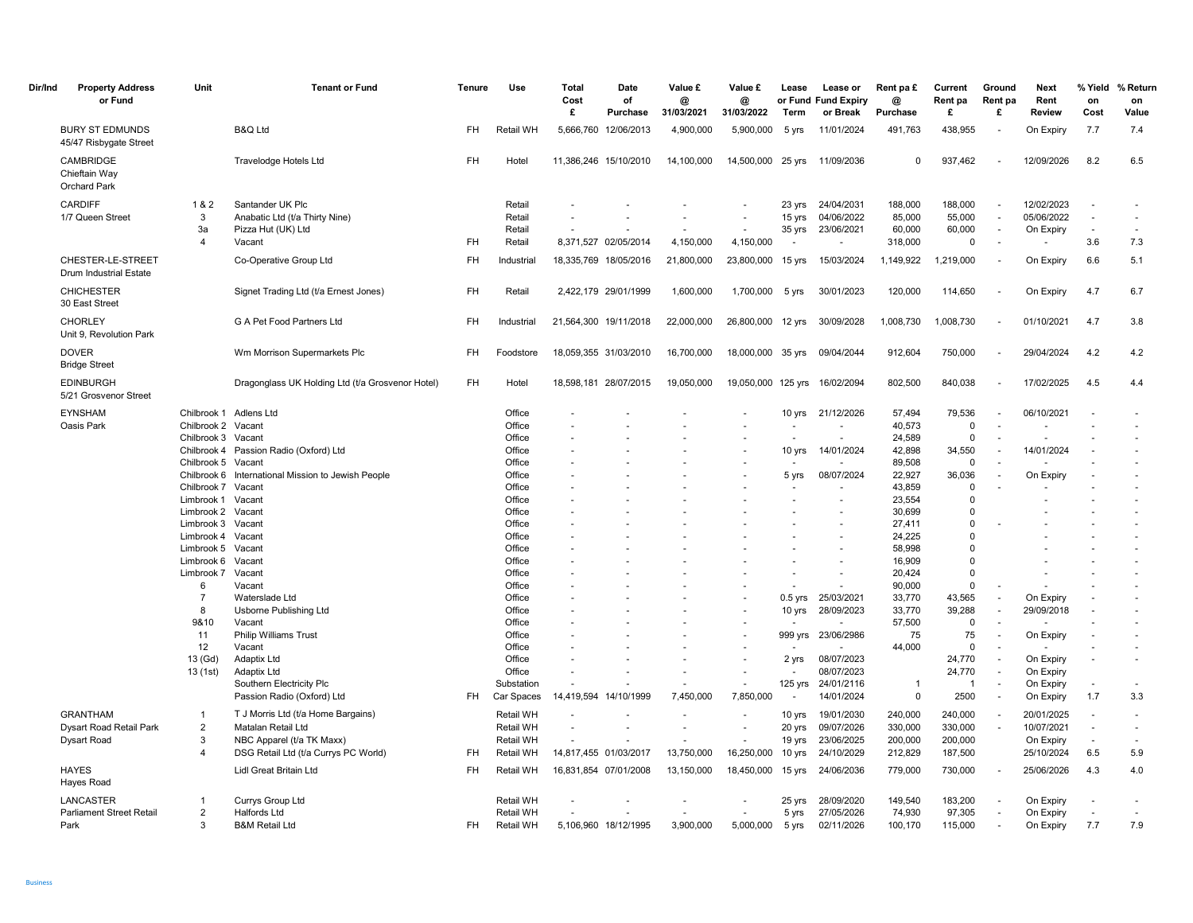| Dir/Ind | Property Address or Fund | Unit | Tenant or Fund | Tenure | Use | Total Cost £ | Date of Purchase | Value £ @ 31/03/2021 | Value £ @ 31/03/2022 | Lease or Fund Term | Lease or Fund Expiry or Break | Rent pa £ @ Purchase | Current Rent pa £ | Ground Rent pa £ | Next Rent Review | % Yield on Cost | % Return on Value |
|---|---|---|---|---|---|---|---|---|---|---|---|---|---|---|---|---|---|
| | BURY ST EDMUNDS 45/47 Risbygate Street | | B&Q Ltd | FH | Retail WH | 5,666,760 | 12/06/2013 | 4,900,000 | 5,900,000 | 5 yrs | 11/01/2024 | 491,763 | 438,955 | - | On Expiry | 7.7 | 7.4 |
| | CAMBRIDGE Chieftain Way Orchard Park | | Travelodge Hotels Ltd | FH | Hotel | 11,386,246 | 15/10/2010 | 14,100,000 | 14,500,000 | 25 yrs | 11/09/2036 | 0 | 937,462 | - | 12/09/2026 | 8.2 | 6.5 |
| | CARDIFF 1/7 Queen Street | 1 & 2 | Santander UK Plc | | Retail | - | - | - | - | 23 yrs | 24/04/2031 | 188,000 | 188,000 | - | 12/02/2023 | - | - |
| | | 3 | Anabatic Ltd (t/a Thirty Nine) | | Retail | - | - | - | - | 15 yrs | 04/06/2022 | 85,000 | 55,000 | - | 05/06/2022 | - | - |
| | | 3a | Pizza Hut (UK) Ltd | | Retail | - | - | - | - | 35 yrs | 23/06/2021 | 60,000 | 60,000 | - | On Expiry | - | - |
| | | 4 | Vacant | FH | Retail | 8,371,527 | 02/05/2014 | 4,150,000 | 4,150,000 | - | - | 318,000 | 0 | - | - | 3.6 | 7.3 |
| | CHESTER-LE-STREET Drum Industrial Estate | | Co-Operative Group Ltd | FH | Industrial | 18,335,769 | 18/05/2016 | 21,800,000 | 23,800,000 | 15 yrs | 15/03/2024 | 1,149,922 | 1,219,000 | - | On Expiry | 6.6 | 5.1 |
| | CHICHESTER 30 East Street | | Signet Trading Ltd (t/a Ernest Jones) | FH | Retail | 2,422,179 | 29/01/1999 | 1,600,000 | 1,700,000 | 5 yrs | 30/01/2023 | 120,000 | 114,650 | - | On Expiry | 4.7 | 6.7 |
| | CHORLEY Unit 9, Revolution Park | | G A Pet Food Partners Ltd | FH | Industrial | 21,564,300 | 19/11/2018 | 22,000,000 | 26,800,000 | 12 yrs | 30/09/2028 | 1,008,730 | 1,008,730 | - | 01/10/2021 | 4.7 | 3.8 |
| | DOVER Bridge Street | | Wm Morrison Supermarkets Plc | FH | Foodstore | 18,059,355 | 31/03/2010 | 16,700,000 | 18,000,000 | 35 yrs | 09/04/2044 | 912,604 | 750,000 | - | 29/04/2024 | 4.2 | 4.2 |
| | EDINBURGH 5/21 Grosvenor Street | | Dragonglass UK Holding Ltd (t/a Grosvenor Hotel) | FH | Hotel | 18,598,181 | 28/07/2015 | 19,050,000 | 19,050,000 | 125 yrs | 16/02/2094 | 802,500 | 840,038 | - | 17/02/2025 | 4.5 | 4.4 |
| | EYNSHAM Oasis Park | Chilbrook 1 | Adlens Ltd | | Office | - | - | - | - | 10 yrs | 21/12/2026 | 57,494 | 79,536 | - | 06/10/2021 | - | - |
| | | Chilbrook 2 | Vacant | | Office | - | - | - | - | - | - | 40,573 | 0 | - | - | - | - |
| | | Chilbrook 3 | Vacant | | Office | - | - | - | - | - | - | 24,589 | 0 | - | - | - | - |
| | | Chilbrook 4 | Passion Radio (Oxford) Ltd | | Office | - | - | - | - | 10 yrs | 14/01/2024 | 42,898 | 34,550 | - | 14/01/2024 | - | - |
| | | Chilbrook 5 | Vacant | | Office | - | - | - | - | - | - | 89,508 | 0 | - | - | - | - |
| | | Chilbrook 6 | International Mission to Jewish People | | Office | - | - | - | - | 5 yrs | 08/07/2024 | 22,927 | 36,036 | - | On Expiry | - | - |
| | | Chilbrook 7 | Vacant | | Office | - | - | - | - | - | - | 43,859 | 0 | - | - | - | - |
| | | Limbrook 1 | Vacant | | Office | - | - | - | - | - | - | 23,554 | 0 | | - | - | - |
| | | Limbrook 2 | Vacant | | Office | - | - | - | - | - | - | 30,699 | 0 | | - | - | - |
| | | Limbrook 3 | Vacant | | Office | - | - | - | - | - | - | 27,411 | 0 | - | - | - | - |
| | | Limbrook 4 | Vacant | | Office | - | - | - | - | - | - | 24,225 | 0 | | - | - | - |
| | | Limbrook 5 | Vacant | | Office | - | - | - | - | - | - | 58,998 | 0 | | - | - | - |
| | | Limbrook 6 | Vacant | | Office | - | - | - | - | - | - | 16,909 | 0 | | - | - | - |
| | | Limbrook 7 | Vacant | | Office | - | - | - | - | - | - | 20,424 | 0 | | - | - | - |
| | | 6 | Vacant | | Office | - | - | - | - | - | - | 90,000 | 0 | - | - | - | - |
| | | 7 | Waterslade Ltd | | Office | - | - | - | - | 0.5 yrs | 25/03/2021 | 33,770 | 43,565 | - | On Expiry | - | - |
| | | 8 | Usborne Publishing Ltd | | Office | - | - | - | - | 10 yrs | 28/09/2023 | 33,770 | 39,288 | - | 29/09/2018 | - | - |
| | | 9&10 | Vacant | | Office | - | - | - | - | - | - | 57,500 | 0 | - | - | - | - |
| | | 11 | Philip Williams Trust | | Office | - | - | - | - | 999 yrs | 23/06/2986 | 75 | 75 | - | On Expiry | - | - |
| | | 12 | Vacant | | Office | - | - | - | - | - | - | 44,000 | 0 | - | - | - | - |
| | | 13 (Gd) | Adaptix Ltd | | Office | - | - | - | - | 2 yrs | 08/07/2023 | | 24,770 | - | On Expiry | - | - |
| | | 13 (1st) | Adaptix Ltd | | Office | - | - | - | - | - | 08/07/2023 | | 24,770 | - | On Expiry | | |
| | | | Southern Electricity Plc | | Substation | - | - | - | - | 125 yrs | 24/01/2116 | 1 | 1 | - | On Expiry | - | - |
| | | | Passion Radio (Oxford) Ltd | FH | Car Spaces | 14,419,594 | 14/10/1999 | 7,450,000 | 7,850,000 | - | 14/01/2024 | 0 | 2500 | - | On Expiry | 1.7 | 3.3 |
| | GRANTHAM Dysart Road Retail Park Dysart Road | 1 | T J Morris Ltd (t/a Home Bargains) | | Retail WH | - | - | - | - | 10 yrs | 19/01/2030 | 240,000 | 240,000 | - | 20/01/2025 | - | - |
| | | 2 | Matalan Retail Ltd | | Retail WH | - | - | - | - | 20 yrs | 09/07/2026 | 330,000 | 330,000 | - | 10/07/2021 | - | - |
| | | 3 | NBC Apparel (t/a TK Maxx) | | Retail WH | - | - | - | - | 19 yrs | 23/06/2025 | 200,000 | 200,000 | | On Expiry | - | - |
| | | 4 | DSG Retail Ltd (t/a Currys PC World) | FH | Retail WH | 14,817,455 | 01/03/2017 | 13,750,000 | 16,250,000 | 10 yrs | 24/10/2029 | 212,829 | 187,500 | | 25/10/2024 | 6.5 | 5.9 |
| | HAYES Hayes Road | | Lidl Great Britain Ltd | FH | Retail WH | 16,831,854 | 07/01/2008 | 13,150,000 | 18,450,000 | 15 yrs | 24/06/2036 | 779,000 | 730,000 | - | 25/06/2026 | 4.3 | 4.0 |
| | LANCASTER Parliament Street Retail Park | 1 | Currys Group Ltd | | Retail WH | - | - | - | - | 25 yrs | 28/09/2020 | 149,540 | 183,200 | - | On Expiry | - | - |
| | | 2 | Halfords Ltd | | Retail WH | - | - | - | - | 5 yrs | 27/05/2026 | 74,930 | 97,305 | - | On Expiry | - | - |
| | | 3 | B&M Retail Ltd | FH | Retail WH | 5,106,960 | 18/12/1995 | 3,900,000 | 5,000,000 | 5 yrs | 02/11/2026 | 100,170 | 115,000 | - | On Expiry | 7.7 | 7.9 |

Business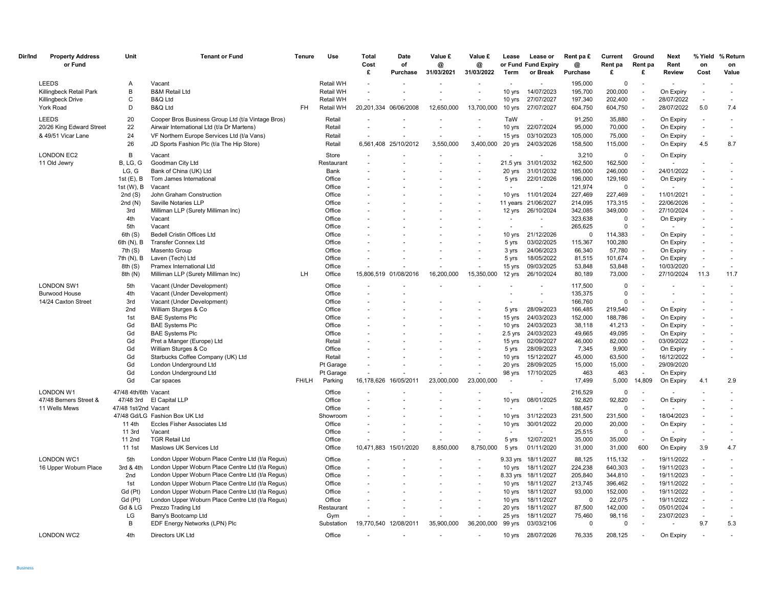| Dir/Ind | Property Address or Fund | Unit | Tenant or Fund | Tenure | Use | Total Cost £ | Date of Purchase | Value £ @ 31/03/2021 | Value £ @ 31/03/2022 | Lease or Fund Term | Lease or Fund Expiry or Break | Rent pa £ @ Purchase | Current Rent pa £ | Ground Rent pa £ | Next Rent Review | % Yield on Cost | % Return on Value |
|---|---|---|---|---|---|---|---|---|---|---|---|---|---|---|---|---|---|
| | LEEDS | A | Vacant | | Retail WH | - | - | - | - | - | - | 195,000 | 0 | - | - | - | - |
| | Killingbeck Retail Park | B | B&M Retail Ltd | | Retail WH | - | - | - | - | 10 yrs | 14/07/2023 | 195,700 | 200,000 | - | On Expiry | - | - |
| | Killingbeck Drive | C | B&Q Ltd | | Retail WH | - | - | - | - | 10 yrs | 27/07/2027 | 197,340 | 202,400 | - | 28/07/2022 | - | - |
| | York Road | D | B&Q Ltd | FH | Retail WH | 20,201,334 | 06/06/2008 | 12,650,000 | 13,700,000 | 10 yrs | 27/07/2027 | 604,750 | 604,750 | - | 28/07/2022 | 5.0 | 7.4 |
| | LEEDS | 20 | Cooper Bros Business Group Ltd (t/a Vintage Bros) | | Retail | - | - | - | - | TaW | - | 91,250 | 35,880 | - | On Expiry | - | - |
| | 20/26 King Edward Street | 22 | Airwair International Ltd (t/a Dr Martens) | | Retail | - | - | - | - | 10 yrs | 22/07/2024 | 95,000 | 70,000 | - | On Expiry | - | - |
| | & 49/51 Vicar Lane | 24 | VF Northern Europe Services Ltd (t/a Vans) | | Retail | - | - | - | - | 15 yrs | 03/10/2023 | 105,000 | 75,000 | - | On Expiry | - | - |
| | | 26 | JD Sports Fashion Plc (t/a The Hip Store) | | Retail | 6,561,408 | 25/10/2012 | 3,550,000 | 3,400,000 | 20 yrs | 24/03/2026 | 158,500 | 115,000 | - | On Expiry | 4.5 | 8.7 |
| | LONDON EC2 | B | Vacant | | Store | - | - | - | - | - | - | 3,210 | 0 | - | On Expiry | - | - |
| | 11 Old Jewry | B, LG, G | Goodman City Ltd | | Restaurant | - | - | - | - | 21.5 yrs | 31/01/2032 | 162,500 | 162,500 | - | - | - | - |
| | | LG, G | Bank of China (UK) Ltd | | Bank | - | - | - | - | 20 yrs | 31/01/2032 | 185,000 | 246,000 | - | 24/01/2022 | - | - |
| | | 1st (E), B | Tom James International | | Office | - | - | - | - | 5 yrs | 22/01/2026 | 196,000 | 129,160 | - | On Expiry | - | - |
| | | 1st (W), B | Vacant | | Office | - | - | - | - | - | - | 121,974 | 0 | - | - | - | - |
| | | 2nd (S) | John Graham Construction | | Office | - | - | - | - | 10 yrs | 11/01/2024 | 227,469 | 227,469 | - | 11/01/2021 | - | - |
| | | 2nd (N) | Saville Notaries LLP | | Office | - | - | - | - | 11 years | 21/06/2027 | 214,095 | 173,315 | - | 22/06/2026 | - | - |
| | | 3rd | Milliman LLP (Surety Milliman Inc) | | Office | - | - | - | - | 12 yrs | 26/10/2024 | 342,085 | 349,000 | - | 27/10/2024 | - | - |
| | | 4th | Vacant | | Office | - | - | - | - | - | - | 323,638 | 0 | - | On Expiry | - | - |
| | | 5th | Vacant | | Office | - | - | - | - | - | - | 265,625 | 0 | - | - | - | - |
| | | 6th (S) | Bedell Cristin Offices Ltd | | Office | - | - | - | - | 10 yrs | 21/12/2026 | 0 | 114,383 | - | On Expiry | - | - |
| | | 6th (N), B | Transfer Connex Ltd | | Office | - | - | - | - | 5 yrs | 03/02/2025 | 115,367 | 100,280 | | On Expiry | - | - |
| | | 7th (S) | Masento Group | | Office | - | - | - | - | 3 yrs | 24/06/2023 | 66,340 | 57,780 | - | On Expiry | - | - |
| | | 7th (N), B | Laven (Tech) Ltd | | Office | - | - | - | - | 5 yrs | 18/05/2022 | 81,515 | 101,674 | - | On Expiry | - | - |
| | | 8th (S) | Pramex International Ltd | | Office | - | - | - | - | 15 yrs | 09/03/2025 | 53,848 | 53,848 | - | 10/03/2020 | - | - |
| | | 8th (N) | Milliman LLP (Surety Milliman Inc) | LH | Office | 15,806,519 | 01/08/2016 | 16,200,000 | 15,350,000 | 12 yrs | 26/10/2024 | 80,189 | 73,000 | - | 27/10/2024 | 11.3 | 11.7 |
| | LONDON SW1 | 5th | Vacant (Under Development) | | Office | - | - | - | - | - | - | 117,500 | 0 | - | - | - | - |
| | Burwood House | 4th | Vacant (Under Development) | | Office | - | - | | | - | - | 135,375 | 0 | - | - | - | - |
| | 14/24 Caxton Street | 3rd | Vacant (Under Development) | | Office | - | - | - | - | - | - | 166,760 | 0 | - | - | - | - |
| | | 2nd | William Sturges & Co | | Office | - | - | - | - | 5 yrs | 28/09/2023 | 166,485 | 219,540 | - | On Expiry | - | - |
| | | 1st | BAE Systems Plc | | Office | - | - | - | - | 15 yrs | 24/03/2023 | 152,000 | 188,786 | - | On Expiry | - | - |
| | | Gd | BAE Systems Plc | | Office | - | - | - | - | 10 yrs | 24/03/2023 | 38,118 | 41,213 | - | On Expiry | - | - |
| | | Gd | BAE Systems Plc | | Office | - | - | - | - | 2.5 yrs | 24/03/2023 | 49,665 | 49,095 | - | On Expiry | - | - |
| | | Gd | Pret a Manger (Europe) Ltd | | Retail | - | - | - | - | 15 yrs | 02/09/2027 | 46,000 | 82,000 | - | 03/09/2022 | - | - |
| | | Gd | William Sturges & Co | | Office | - | - | - | - | 5 yrs | 28/09/2023 | 7,345 | 9,900 | - | On Expiry | - | - |
| | | Gd | Starbucks Coffee Company (UK) Ltd | | Retail | - | - | - | - | 10 yrs | 15/12/2027 | 45,000 | 63,500 | - | 16/12/2022 | - | - |
| | | Gd | London Underground Ltd | | Pt Garage | - | - | - | - | 20 yrs | 28/09/2025 | 15,000 | 15,000 | - | 29/09/2020 | | |
| | | Gd | London Underground Ltd | | Pt Garage | - | - | - | - | 98 yrs | 17/10/2025 | 463 | 463 | - | On Expiry | | |
| | | Gd | Car spaces | FH/LH | Parking | 16,178,626 | 16/05/2011 | 23,000,000 | 23,000,000 | - | - | 17,499 | 5,000 | 14,809 | On Expiry | 4.1 | 2.9 |
| | LONDON W1 | 47/48 4th/6th | Vacant | | Office | - | - | - | - | - | - | 216,529 | 0 | - | - | - | - |
| | 47/48 Berners Street & | 47/48 3rd | El Capital LLP | | Office | - | - | - | - | 10 yrs | 08/01/2025 | 92,820 | 92,820 | - | On Expiry | - | - |
| | 11 Wells Mews | 47/48 1st/2nd | Vacant | | Office | - | - | - | - | - | - | 188,457 | 0 | - | - | - | - |
| | | 47/48 Gd/LG | Fashion Box UK Ltd | | Showroom | - | - | - | - | 10 yrs | 31/12/2023 | 231,500 | 231,500 | - | 18/04/2023 | - | - |
| | | 11 4th | Eccles Fisher Associates Ltd | | Office | - | - | - | - | 10 yrs | 30/01/2022 | 20,000 | 20,000 | - | On Expiry | - | - |
| | | 11 3rd | Vacant | | Office | - | - | - | - | - | - | 25,515 | 0 | - | - | - | - |
| | | 11 2nd | TGR Retail Ltd | | Office | - | - | - | - | 5 yrs | 12/07/2021 | 35,000 | 35,000 | - | On Expiry | - | - |
| | | 11 1st | Maslows UK Services Ltd | | Office | 10,471,883 | 15/01/2020 | 8,850,000 | 8,750,000 | 5 yrs | 01/11/2020 | 31,000 | 31,000 | 600 | On Expiry | 3.9 | 4.7 |
| | LONDON WC1 | 5th | London Upper Woburn Place Centre Ltd (t/a Regus) | | Office | - | - | - | - | 9.33 yrs | 18/11/2027 | 88,125 | 115,132 | - | 19/11/2022 | - | - |
| | 16 Upper Woburn Place | 3rd & 4th | London Upper Woburn Place Centre Ltd (t/a Regus) | | Office | - | - | - | - | 10 yrs | 18/11/2027 | 224,238 | 640,303 | - | 19/11/2023 | - | - |
| | | 2nd | London Upper Woburn Place Centre Ltd (t/a Regus) | | Office | - | - | - | - | 8.33 yrs | 18/11/2027 | 205,840 | 344,810 | - | 19/11/2023 | - | - |
| | | 1st | London Upper Woburn Place Centre Ltd (t/a Regus) | | Office | - | - | - | - | 10 yrs | 18/11/2027 | 213,745 | 396,462 | - | 19/11/2022 | - | - |
| | | Gd (Pt) | London Upper Woburn Place Centre Ltd (t/a Regus) | | Office | - | - | - | - | 10 yrs | 18/11/2027 | 93,000 | 152,000 | - | 19/11/2022 | - | - |
| | | Gd (Pt) | London Upper Woburn Place Centre Ltd (t/a Regus) | | Office | - | - | - | - | 10 yrs | 18/11/2027 | 0 | 22,075 | - | 19/11/2022 | - | - |
| | | Gd & LG | Prezzo Trading Ltd | | Restaurant | - | - | - | - | 20 yrs | 18/11/2027 | 87,500 | 142,000 | - | 05/01/2024 | - | - |
| | | LG | Barry's Bootcamp Ltd | | Gym | - | - | - | - | 25 yrs | 18/11/2027 | 75,460 | 98,116 | - | 23/07/2023 | - | - |
| | | B | EDF Energy Networks (LPN) Plc | | Substation | 19,770,540 | 12/08/2011 | 35,900,000 | 36,200,000 | 99 yrs | 03/03/2106 | 0 | 0 | - | - | 9.7 | 5.3 |
| | LONDON WC2 | 4th | Directors UK Ltd | | Office | - | - | - | - | 10 yrs | 28/07/2026 | 76,335 | 208,125 | - | On Expiry | - | - |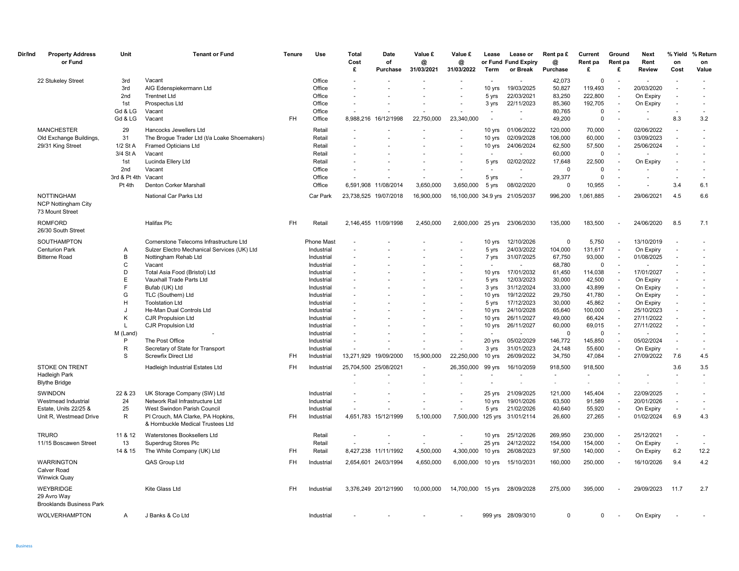| Dir/Ind | Property Address or Fund | Unit | Tenant or Fund | Tenure | Use | Total Cost £ | Date of Purchase | Value £ @ 31/03/2021 | Value £ @ 31/03/2022 | Lease or Fund Term | Lease or Fund Expiry or Break | Rent pa £ @ Purchase | Current Rent pa £ | Ground Rent pa £ | Next Rent Review | % Yield on Cost | % Return on Value |
|---|---|---|---|---|---|---|---|---|---|---|---|---|---|---|---|---|---|
| | 22 Stukeley Street | 3rd | Vacant | | Office | - | - | - | - | - | - | 42,073 | 0 | - | - | - | - |
| | | 3rd | AIG Edenspiekermann Ltd | | Office | - | - | - | - | 10 yrs | 19/03/2025 | 50,827 | 119,493 | - | 20/03/2020 | - | - |
| | | 2nd | Trentnet Ltd | | Office | - | - | - | - | 5 yrs | 22/03/2021 | 83,250 | 222,800 | - | On Expiry | - | - |
| | | 1st | Prospectus Ltd | | Office | - | - | - | - | 3 yrs | 22/11/2023 | 85,360 | 192,705 | - | On Expiry | - | - |
| | | Gd & LG | Vacant | | Office | - | - | - | - | - | - | 80,765 | 0 | - | - | - | - |
| | | Gd & LG | Vacant | FH | Office | 8,988,216 | 16/12/1998 | 22,750,000 | 23,340,000 | - | - | 49,200 | 0 | - | - | 8.3 | 3.2 |
| | MANCHESTER | 29 | Hancocks Jewellers Ltd | | Retail | - | - | - | - | 10 yrs | 01/06/2022 | 120,000 | 70,000 | - | 02/06/2022 | - | - |
| | Old Exchange Buildings, | 31 | The Brogue Trader Ltd (t/a Loake Shoemakers) | | Retail | - | - | - | - | 10 yrs | 02/09/2028 | 106,000 | 60,000 | - | 03/09/2023 | - | - |
| | 29/31 King Street | 1/2 St A | Framed Opticians Ltd | | Retail | - | - | - | - | 10 yrs | 24/06/2024 | 62,500 | 57,500 | - | 25/06/2024 | - | - |
| | | 3/4 St A | Vacant | | Retail | - | - | - | - | - | - | 60,000 | 0 | - | - | - | - |
| | | 1st | Lucinda Ellery Ltd | | Retail | - | - | - | - | 5 yrs | 02/02/2022 | 17,648 | 22,500 | - | On Expiry | - | - |
| | | 2nd | Vacant | | Office | - | - | - | - | - | - | 0 | 0 | - | - | - | - |
| | | 3rd & Pt 4th | Vacant | | Office | - | - | - | - | 5 yrs | - | 29,377 | 0 | - | - | - | - |
| | | Pt 4th | Denton Corker Marshall | | Office | 6,591,908 | 11/08/2014 | 3,650,000 | 3,650,000 | 5 yrs | 08/02/2020 | 0 | 10,955 | - | - | 3.4 | 6.1 |
| | NOTTINGHAM NCP Nottingham City 73 Mount Street | | National Car Parks Ltd | | Car Park | 23,738,525 | 19/07/2018 | 16,900,000 | 16,100,000 | 34.9 yrs | 21/05/2037 | 996,200 | 1,061,885 | - | 29/06/2021 | 4.5 | 6.6 |
| | ROMFORD 26/30 South Street | | Halifax Plc | FH | Retail | 2,146,455 | 11/09/1998 | 2,450,000 | 2,600,000 | 25 yrs | 23/06/2030 | 135,000 | 183,500 | - | 24/06/2020 | 8.5 | 7.1 |
| | SOUTHAMPTON | | Cornerstone Telecoms Infrastructure Ltd | | Phone Mast | - | - | - | - | 10 yrs | 12/10/2026 | 0 | 5,750 | - | 13/10/2019 | - | - |
| | Centurion Park | A | Sulzer Electro Mechanical Services (UK) Ltd | | Industrial | - | - | - | - | 5 yrs | 24/03/2022 | 104,000 | 131,617 | - | On Expiry | - | - |
| | Bitterne Road | B | Nottingham Rehab Ltd | | Industrial | - | - | - | - | 7 yrs | 31/07/2025 | 67,750 | 93,000 | - | 01/08/2025 | - | - |
| | | C | Vacant | | Industrial | - | - | - | - | - | - | 68,780 | 0 | - | - | - | - |
| | | D | Total Asia Food (Bristol) Ltd | | Industrial | - | - | - | - | 10 yrs | 17/01/2032 | 61,450 | 114,038 | - | 17/01/2027 | - | - |
| | | E | Vauxhall Trade Parts Ltd | | Industrial | - | - | - | - | 5 yrs | 12/03/2023 | 30,000 | 42,500 | - | On Expiry | - | - |
| | | F | Bufab (UK) Ltd | | Industrial | - | - | - | - | 3 yrs | 31/12/2024 | 33,000 | 43,899 | - | On Expiry | - | - |
| | | G | TLC (Southern) Ltd | | Industrial | - | - | - | - | 10 yrs | 19/12/2022 | 29,750 | 41,780 | - | On Expiry | - | - |
| | | H | Toolstation Ltd | | Industrial | - | - | - | - | 5 yrs | 17/12/2023 | 30,000 | 45,862 | - | On Expiry | - | - |
| | | J | He-Man Dual Controls Ltd | | Industrial | - | - | - | - | 10 yrs | 24/10/2028 | 65,640 | 100,000 | - | 25/10/2023 | - | - |
| | | K | CJR Propulsion Ltd | | Industrial | - | - | - | - | 10 yrs | 26/11/2027 | 49,000 | 66,424 | - | 27/11/2022 | - | - |
| | | L | CJR Propulsion Ltd | | Industrial | - | - | - | - | 10 yrs | 26/11/2027 | 60,000 | 69,015 | - | 27/11/2022 | - | - |
| | | M (Land) | - | | Industrial | - | - | - | - | - | - | 0 | 0 | - | - | - | - |
| | | P | The Post Office | | Industrial | - | - | - | - | 20 yrs | 05/02/2029 | 146,772 | 145,850 | - | 05/02/2024 | - | - |
| | | R | Secretary of State for Transport | | Industrial | - | - | - | - | 3 yrs | 31/01/2023 | 24,148 | 55,600 | - | On Expiry | - | - |
| | | S | Screwfix Direct Ltd | FH | Industrial | 13,271,929 | 19/09/2000 | 15,900,000 | 22,250,000 | 10 yrs | 26/09/2022 | 34,750 | 47,084 | - | 27/09/2022 | 7.6 | 4.5 |
| | STOKE ON TRENT Hadleigh Park Blythe Bridge | | Hadleigh Industrial Estates Ltd | FH | Industrial | 25,704,500 | 25/08/2021 | - | 26,350,000 | 99 yrs | 16/10/2059 | 918,500 | 918,500 | | | 3.6 | 3.5 |
| | SWINDON | 22 & 23 | UK Storage Company (SW) Ltd | | Industrial | - | - | - | - | 25 yrs | 21/09/2025 | 121,000 | 145,404 | - | 22/09/2025 | - | - |
| | Westmead Industrial | 24 | Network Rail Infrastructure Ltd | | Industrial | - | - | - | - | 10 yrs | 19/01/2026 | 63,500 | 91,589 | - | 20/01/2026 | - | - |
| | Estate, Units 22/25 & | 25 | West Swindon Parish Council | | Industrial | - | - | - | - | 5 yrs | 21/02/2026 | 40,640 | 55,920 | - | On Expiry | - | - |
| | Unit R, Westmead Drive | R | PI Crouch, MA Clarke, PA Hopkins, & Hornbuckle Medical Trustees Ltd | FH | Industrial | 4,651,783 | 15/12/1999 | 5,100,000 | 7,500,000 | 125 yrs | 31/01/2114 | 26,600 | 27,265 | - | 01/02/2024 | 6.9 | 4.3 |
| | TRURO | 11 & 12 | Waterstones Booksellers Ltd | | Retail | - | - | - | - | 10 yrs | 25/12/2026 | 269,950 | 230,000 | - | 25/12/2021 | - | - |
| | 11/15 Boscawen Street | 13 | Superdrug Stores Plc | | Retail | - | - | - | - | 25 yrs | 24/12/2022 | 154,000 | 154,000 | - | On Expiry | - | - |
| | | 14 & 15 | The White Company (UK) Ltd | FH | Retail | 8,427,238 | 11/11/1992 | 4,500,000 | 4,300,000 | 10 yrs | 26/08/2023 | 97,500 | 140,000 | - | On Expiry | 6.2 | 12.2 |
| | WARRINGTON Calver Road Winwick Quay | | QAS Group Ltd | FH | Industrial | 2,654,601 | 24/03/1994 | 4,650,000 | 6,000,000 | 10 yrs | 15/10/2031 | 160,000 | 250,000 | - | 16/10/2026 | 9.4 | 4.2 |
| | WEYBRIDGE 29 Avro Way Brooklands Business Park | | Kite Glass Ltd | FH | Industrial | 3,376,249 | 20/12/1990 | 10,000,000 | 14,700,000 | 15 yrs | 28/09/2028 | 275,000 | 395,000 | - | 29/09/2023 | 11.7 | 2.7 |
| | WOLVERHAMPTON | A | J Banks & Co Ltd | | Industrial | - | - | - | - | 999 yrs | 28/09/3010 | 0 | 0 | - | On Expiry | - | - |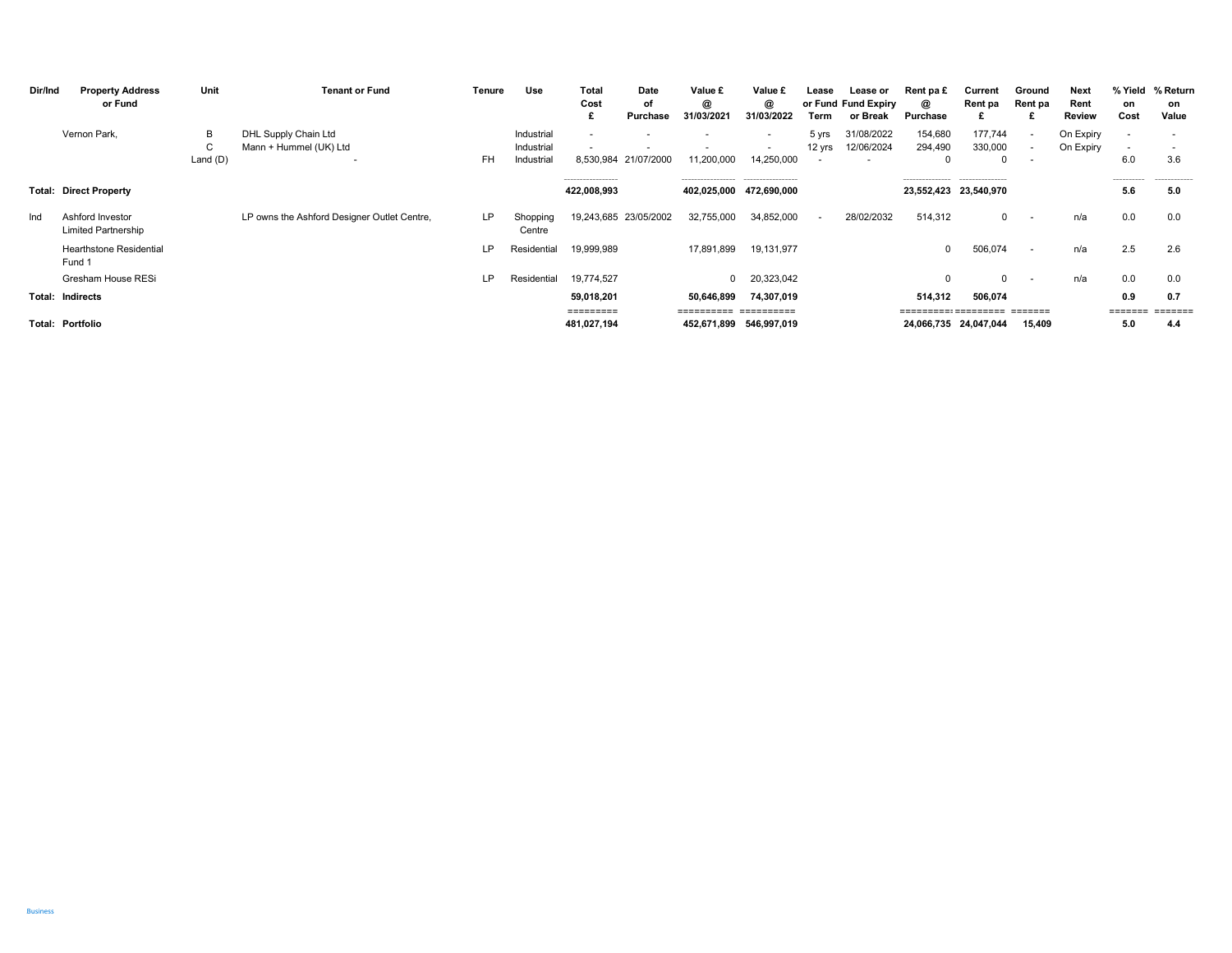| Dir/Ind | Property Address or Fund | Unit | Tenant or Fund | Tenure | Use | Total Cost £ | Date of Purchase | Value £ @ 31/03/2021 | Value £ @ 31/03/2022 | Lease or Fund Term | Lease or Fund Expiry or Break | Rent pa £ @ Purchase | Current Rent pa £ | Ground Rent pa £ | Next Rent Review | % Yield on Cost | % Return on Value |
|---|---|---|---|---|---|---|---|---|---|---|---|---|---|---|---|---|---|
| | Vernon Park, | B | DHL Supply Chain Ltd | | Industrial | - | - | - | - | 5 yrs | 31/08/2022 | 154,680 | 177,744 | - | On Expiry | - | - |
| | | C | Mann + Hummel (UK) Ltd | | Industrial | - | - | - | - | 12 yrs | 12/06/2024 | 294,490 | 330,000 | - | On Expiry | - | - |
| | | Land (D) | - | FH | Industrial | 8,530,984 | 21/07/2000 | 11,200,000 | 14,250,000 | - | - | 0 | 0 | - | | 6.0 | 3.6 |
| **Total:** | **Direct Property** | | | | | **422,008,993** | | **402,025,000** | **472,690,000** | | | **23,552,423** | **23,540,970** | | | **5.6** | **5.0** |
| Ind | Ashford Investor Limited Partnership | | LP owns the Ashford Designer Outlet Centre, | LP | Shopping Centre | 19,243,685 | 23/05/2002 | 32,755,000 | 34,852,000 | - | 28/02/2032 | 514,312 | 0 | - | n/a | 0.0 | 0.0 |
| | Hearthstone Residential Fund 1 | | | LP | Residential | 19,999,989 | | 17,891,899 | 19,131,977 | | | 0 | 506,074 | - | n/a | 2.5 | 2.6 |
| | Gresham House RESi | | | LP | Residential | 19,774,527 | | 0 | 20,323,042 | | | 0 | 0 | - | n/a | 0.0 | 0.0 |
| **Total:** | **Indirects** | | | | | **59,018,201** | | **50,646,899** | **74,307,019** | | | **514,312** | **506,074** | | | **0.9** | **0.7** |
| **Total:** | **Portfolio** | | | | | **481,027,194** | | **452,671,899** | **546,997,019** | | | **24,066,735** | **24,047,044** | **15,409** | | **5.0** | **4.4** |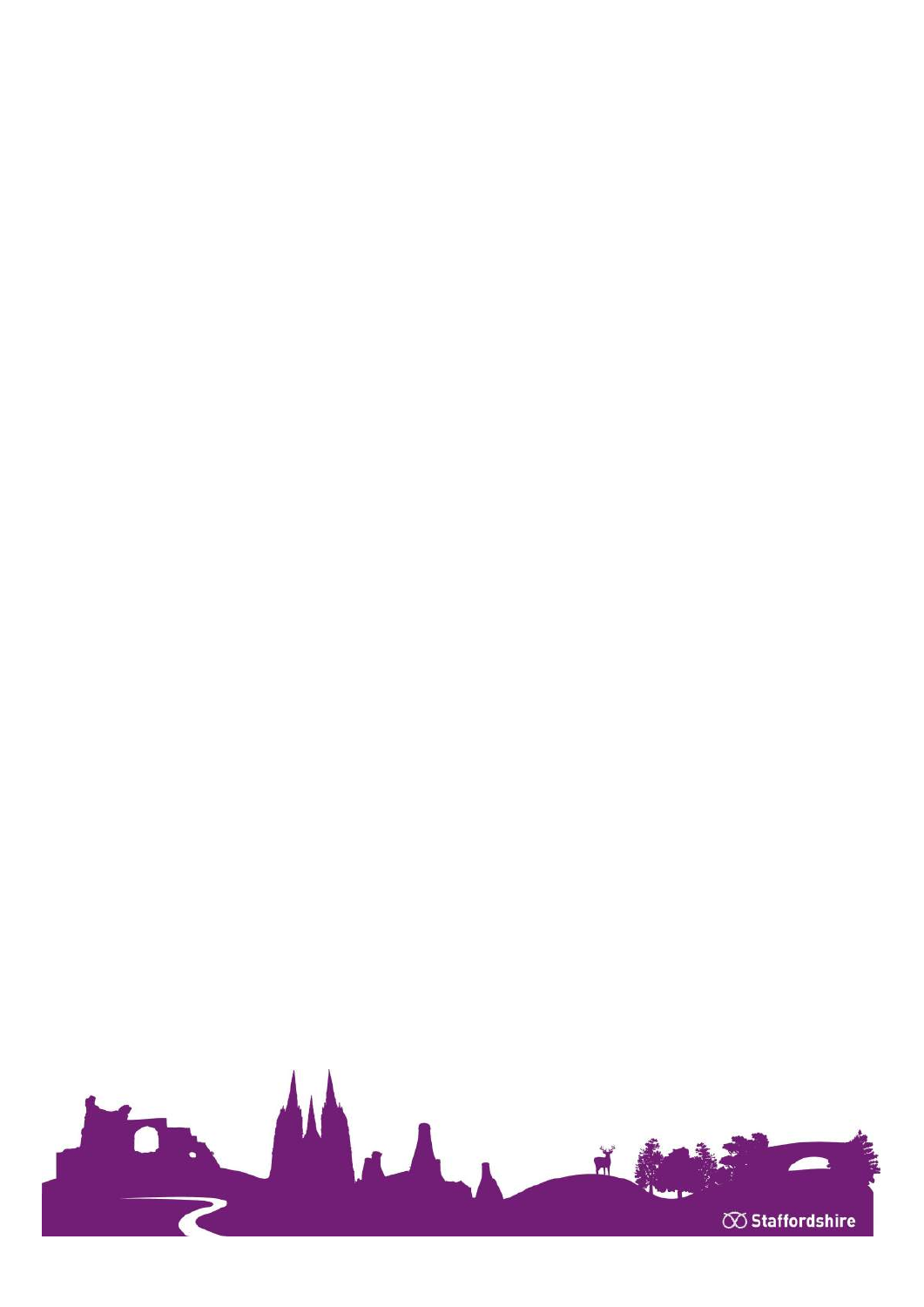Staffordshire